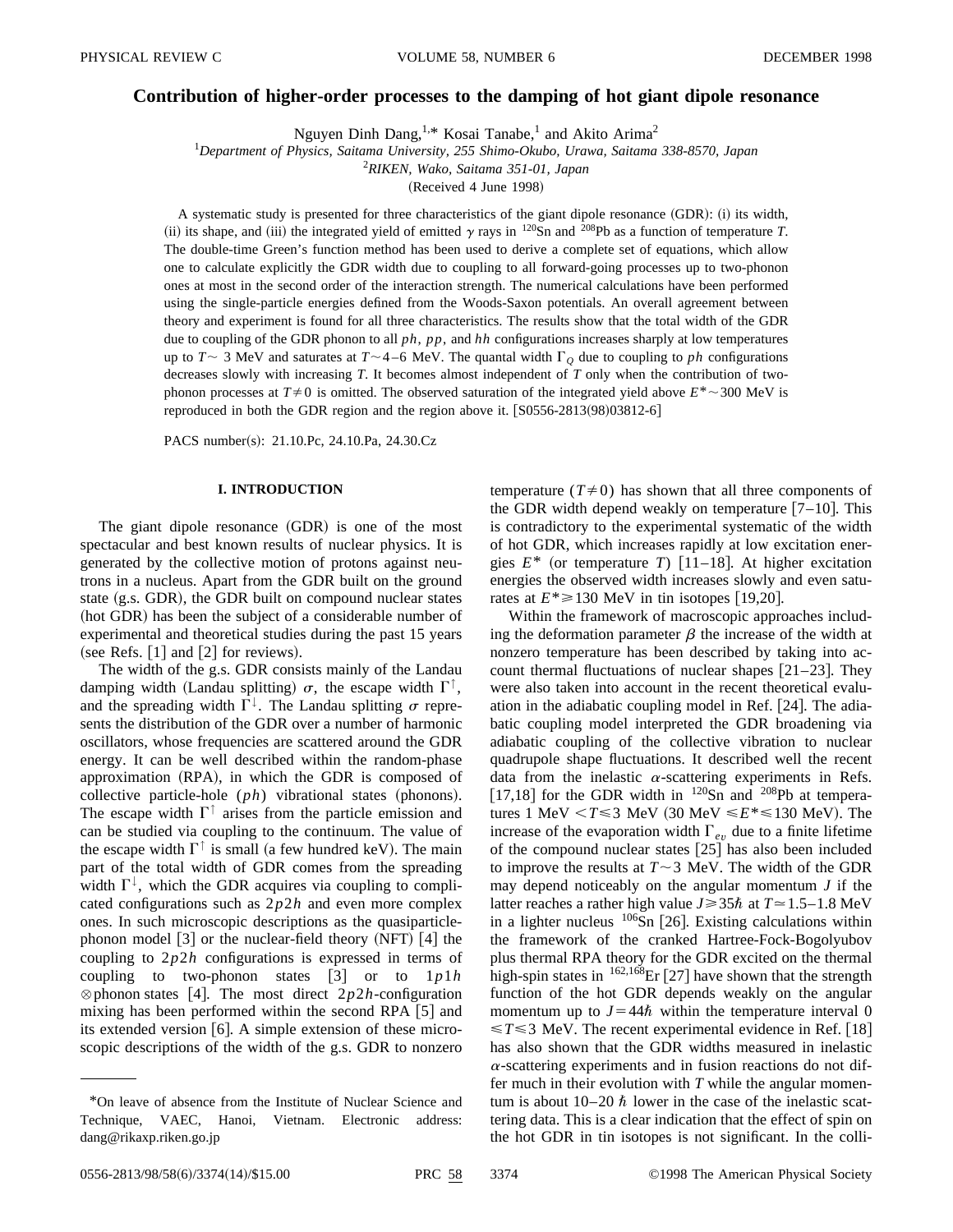# Contribution of higher-order processes to the damping of hot giant dipole resonance

Nguyen Dinh Dang,[1,*] Kosai Tanabe,[1] and Akito Arima[2]

[1]*Department of Physics, Saitama University, 255 Shimo-Okubo, Urawa, Saitama 338-8570, Japan*
[2]*RIKEN, Wako, Saitama 351-01, Japan*

(Received 4 June 1998)

A systematic study is presented for three characteristics of the giant dipole resonance (GDR): (i) its width, (ii) its shape, and (iii) the integrated yield of emitted $\gamma$ rays in $^{120}$Sn and $^{208}$Pb as a function of temperature $T$. The double-time Green's function method has been used to derive a complete set of equations, which allow one to calculate explicitly the GDR width due to coupling to all forward-going processes up to two-phonon ones at most in the second order of the interaction strength. The numerical calculations have been performed using the single-particle energies defined from the Woods-Saxon potentials. An overall agreement between theory and experiment is found for all three characteristics. The results show that the total width of the GDR due to coupling of the GDR phonon to all $ph$, $pp$, and $hh$ configurations increases sharply at low temperatures up to $T\sim$ 3 MeV and saturates at $T\sim$4–6 MeV. The quantal width $\Gamma_Q$ due to coupling to $ph$ configurations decreases slowly with increasing $T$. It becomes almost independent of $T$ only when the contribution of two-phonon processes at $T\neq 0$ is omitted. The observed saturation of the integrated yield above $E^*\sim$300 MeV is reproduced in both the GDR region and the region above it. [S0556-2813(98)03812-6]

PACS number(s): 21.10.Pc, 24.10.Pa, 24.30.Cz

## I. INTRODUCTION

The giant dipole resonance (GDR) is one of the most spectacular and best known results of nuclear physics. It is generated by the collective motion of protons against neutrons in a nucleus. Apart from the GDR built on the ground state (g.s. GDR), the GDR built on compound nuclear states (hot GDR) has been the subject of a considerable number of experimental and theoretical studies during the past 15 years (see Refs. [1] and [2] for reviews).

The width of the g.s. GDR consists mainly of the Landau damping width (Landau splitting) $\sigma$, the escape width $\Gamma^{\uparrow}$, and the spreading width $\Gamma^{\downarrow}$. The Landau splitting $\sigma$ represents the distribution of the GDR over a number of harmonic oscillators, whose frequencies are scattered around the GDR energy. It can be well described within the random-phase approximation (RPA), in which the GDR is composed of collective particle-hole ($ph$) vibrational states (phonons). The escape width $\Gamma^{\uparrow}$ arises from the particle emission and can be studied via coupling to the continuum. The value of the escape width $\Gamma^{\uparrow}$ is small (a few hundred keV). The main part of the total width of GDR comes from the spreading width $\Gamma^{\downarrow}$, which the GDR acquires via coupling to complicated configurations such as $2p2h$ and even more complex ones. In such microscopic descriptions as the quasiparticle-phonon model [3] or the nuclear-field theory (NFT) [4] the coupling to $2p2h$ configurations is expressed in terms of coupling to two-phonon states [3] or to $1p1h\otimes$phonon states [4]. The most direct $2p2h$-configuration mixing has been performed within the second RPA [5] and its extended version [6]. A simple extension of these microscopic descriptions of the width of the g.s. GDR to nonzero temperature ($T\neq 0$) has shown that all three components of the GDR width depend weakly on temperature [7–10]. This is contradictory to the experimental systematic of the width of hot GDR, which increases rapidly at low excitation energies $E^*$ (or temperature $T$) [11–18]. At higher excitation energies the observed width increases slowly and even saturates at $E^*\geq$130 MeV in tin isotopes [19,20].

Within the framework of macroscopic approaches including the deformation parameter $\beta$ the increase of the width at nonzero temperature has been described by taking into account thermal fluctuations of nuclear shapes [21–23]. They were also taken into account in the recent theoretical evaluation in the adiabatic coupling model in Ref. [24]. The adiabatic coupling model interpreted the GDR broadening via adiabatic coupling of the collective vibration to nuclear quadrupole shape fluctuations. It described well the recent data from the inelastic $\alpha$-scattering experiments in Refs. [17,18] for the GDR width in $^{120}$Sn and $^{208}$Pb at temperatures 1 MeV $<T\leq$3 MeV (30 MeV $\leq E^*\leq$130 MeV). The increase of the evaporation width $\Gamma_{ev}$ due to a finite lifetime of the compound nuclear states [25] has also been included to improve the results at $T\sim$3 MeV. The width of the GDR may depend noticeably on the angular momentum $J$ if the latter reaches a rather high value $J\geq 35\hbar$ at $T\simeq$1.5–1.8 MeV in a lighter nucleus $^{106}$Sn [26]. Existing calculations within the framework of the cranked Hartree-Fock-Bogolyubov plus thermal RPA theory for the GDR excited on the thermal high-spin states in $^{162,168}$Er [27] have shown that the strength function of the hot GDR depends weakly on the angular momentum up to $J=44\hbar$ within the temperature interval $0\leq T\leq 3$ MeV. The recent experimental evidence in Ref. [18] has also shown that the GDR widths measured in inelastic $\alpha$-scattering experiments and in fusion reactions do not differ much in their evolution with $T$ while the angular momentum is about 10–20 $\hbar$ lower in the case of the inelastic scattering data. This is a clear indication that the effect of spin on the hot GDR in tin isotopes is not significant. In the colli-

*On leave of absence from the Institute of Nuclear Science and Technique, VAEC, Hanoi, Vietnam. Electronic address: dang@rikaxp.riken.go.jp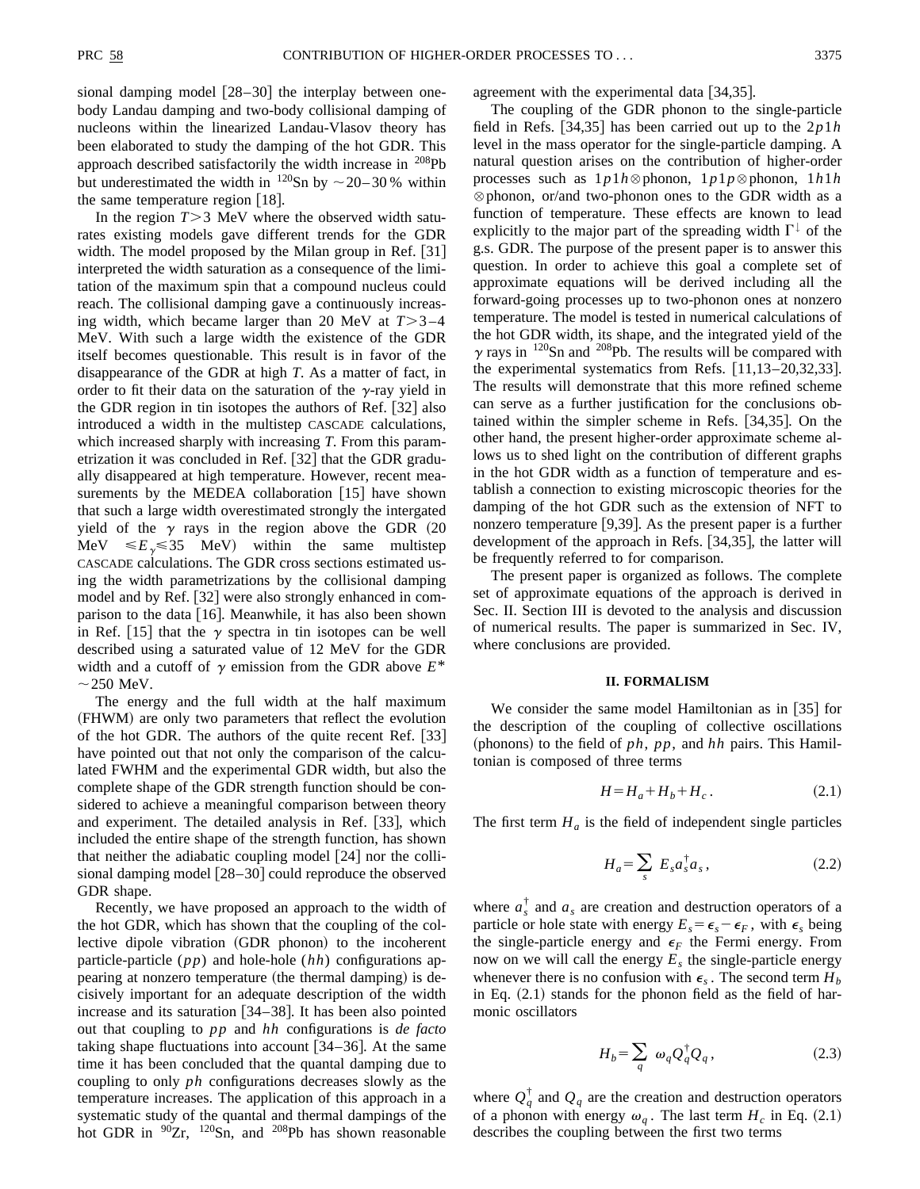sional damping model [28–30] the interplay between one-body Landau damping and two-body collisional damping of nucleons within the linearized Landau-Vlasov theory has been elaborated to study the damping of the hot GDR. This approach described satisfactorily the width increase in $^{208}$Pb but underestimated the width in $^{120}$Sn by $\sim$20–30 % within the same temperature region [18].

In the region $T>3$ MeV where the observed width saturates existing models gave different trends for the GDR width. The model proposed by the Milan group in Ref. [31] interpreted the width saturation as a consequence of the limitation of the maximum spin that a compound nucleus could reach. The collisional damping gave a continuously increasing width, which became larger than 20 MeV at $T>3$–4 MeV. With such a large width the existence of the GDR itself becomes questionable. This result is in favor of the disappearance of the GDR at high $T$. As a matter of fact, in order to fit their data on the saturation of the $\gamma$-ray yield in the GDR region in tin isotopes the authors of Ref. [32] also introduced a width in the multistep CASCADE calculations, which increased sharply with increasing $T$. From this parametrization it was concluded in Ref. [32] that the GDR gradually disappeared at high temperature. However, recent measurements by the MEDEA collaboration [15] have shown that such a large width overestimated strongly the intergated yield of the $\gamma$ rays in the region above the GDR (20 MeV $\leqslant E_\gamma \leqslant 35$ MeV) within the same multistep CASCADE calculations. The GDR cross sections estimated using the width parametrizations by the collisional damping model and by Ref. [32] were also strongly enhanced in comparison to the data [16]. Meanwhile, it has also been shown in Ref. [15] that the $\gamma$ spectra in tin isotopes can be well described using a saturated value of 12 MeV for the GDR width and a cutoff of $\gamma$ emission from the GDR above $E^*$ $\sim$250 MeV.

The energy and the full width at the half maximum (FHWM) are only two parameters that reflect the evolution of the hot GDR. The authors of the quite recent Ref. [33] have pointed out that not only the comparison of the calculated FWHM and the experimental GDR width, but also the complete shape of the GDR strength function should be considered to achieve a meaningful comparison between theory and experiment. The detailed analysis in Ref. [33], which included the entire shape of the strength function, has shown that neither the adiabatic coupling model [24] nor the collisional damping model [28–30] could reproduce the observed GDR shape.

Recently, we have proposed an approach to the width of the hot GDR, which has shown that the coupling of the collective dipole vibration (GDR phonon) to the incoherent particle-particle ($pp$) and hole-hole ($hh$) configurations appearing at nonzero temperature (the thermal damping) is decisively important for an adequate description of the width increase and its saturation [34–38]. It has been also pointed out that coupling to $pp$ and $hh$ configurations is *de facto* taking shape fluctuations into account [34–36]. At the same time it has been concluded that the quantal damping due to coupling to only $ph$ configurations decreases slowly as the temperature increases. The application of this approach in a systematic study of the quantal and thermal dampings of the hot GDR in $^{90}$Zr, $^{120}$Sn, and $^{208}$Pb has shown reasonable agreement with the experimental data [34,35].

The coupling of the GDR phonon to the single-particle field in Refs. [34,35] has been carried out up to the $2p1h$ level in the mass operator for the single-particle damping. A natural question arises on the contribution of higher-order processes such as $1p1h\otimes$phonon, $1p1p\otimes$phonon, $1h1h$ $\otimes$phonon, or/and two-phonon ones to the GDR width as a function of temperature. These effects are known to lead explicitly to the major part of the spreading width $\Gamma^{\downarrow}$ of the g.s. GDR. The purpose of the present paper is to answer this question. In order to achieve this goal a complete set of approximate equations will be derived including all the forward-going processes up to two-phonon ones at nonzero temperature. The model is tested in numerical calculations of the hot GDR width, its shape, and the integrated yield of the $\gamma$ rays in $^{120}$Sn and $^{208}$Pb. The results will be compared with the experimental systematics from Refs. [11,13–20,32,33]. The results will demonstrate that this more refined scheme can serve as a further justification for the conclusions obtained within the simpler scheme in Refs. [34,35]. On the other hand, the present higher-order approximate scheme allows us to shed light on the contribution of different graphs in the hot GDR width as a function of temperature and establish a connection to existing microscopic theories for the damping of the hot GDR such as the extension of NFT to nonzero temperature [9,39]. As the present paper is a further development of the approach in Refs. [34,35], the latter will be frequently referred to for comparison.

The present paper is organized as follows. The complete set of approximate equations of the approach is derived in Sec. II. Section III is devoted to the analysis and discussion of numerical results. The paper is summarized in Sec. IV, where conclusions are provided.

## II. FORMALISM

We consider the same model Hamiltonian as in [35] for the description of the coupling of collective oscillations (phonons) to the field of $ph$, $pp$, and $hh$ pairs. This Hamiltonian is composed of three terms

$$H=H_a+H_b+H_c. \tag{2.1}$$

The first term $H_a$ is the field of independent single particles

$$H_a=\sum_s E_s a_s^{\dagger}a_s, \tag{2.2}$$

where $a_s^{\dagger}$ and $a_s$ are creation and destruction operators of a particle or hole state with energy $E_s=\epsilon_s-\epsilon_F$, with $\epsilon_s$ being the single-particle energy and $\epsilon_F$ the Fermi energy. From now on we will call the energy $E_s$ the single-particle energy whenever there is no confusion with $\epsilon_s$. The second term $H_b$ in Eq. (2.1) stands for the phonon field as the field of harmonic oscillators

$$H_b=\sum_q \omega_q Q_q^{\dagger}Q_q, \tag{2.3}$$

where $Q_q^{\dagger}$ and $Q_q$ are the creation and destruction operators of a phonon with energy $\omega_q$. The last term $H_c$ in Eq. (2.1) describes the coupling between the first two terms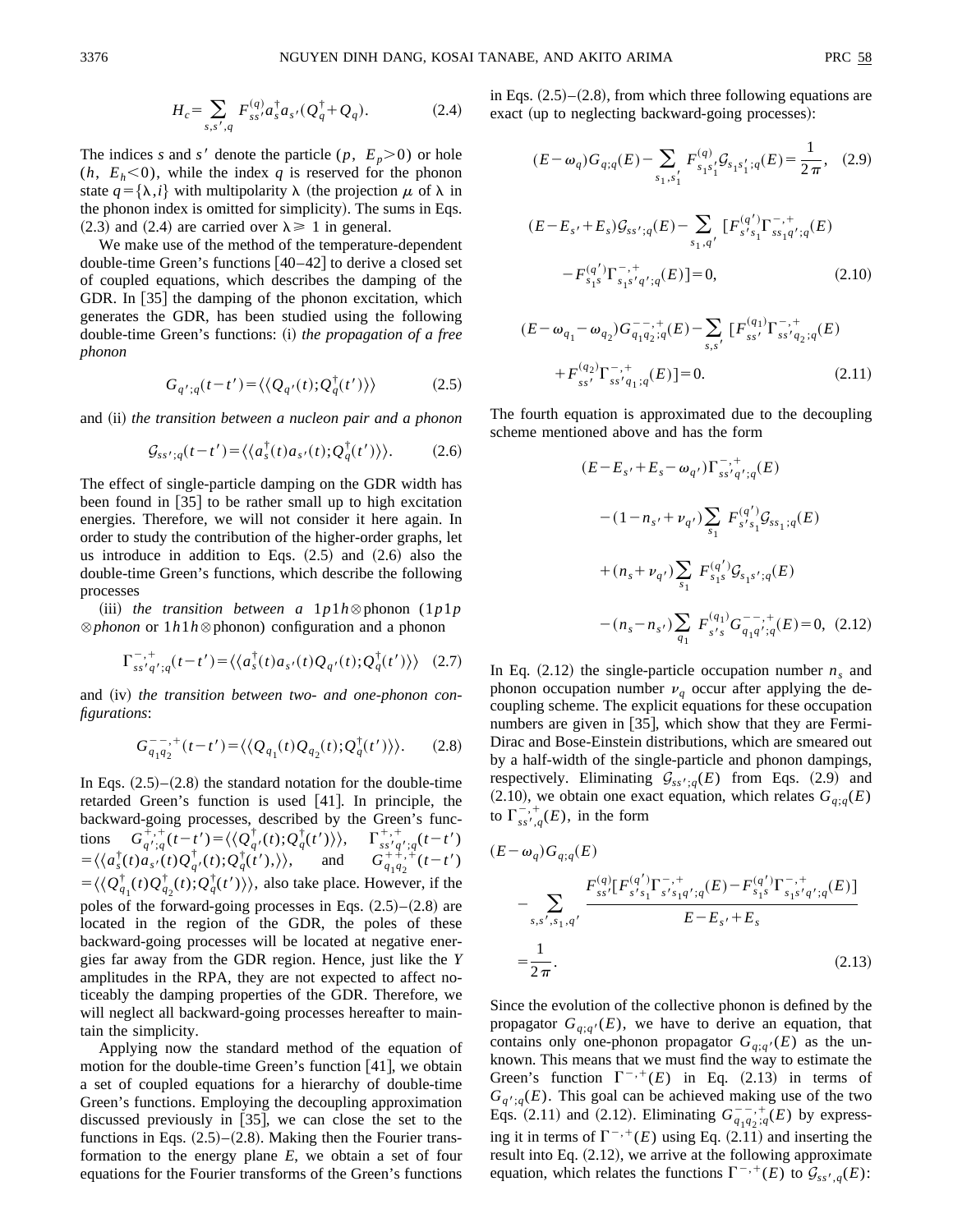$$H_c = \sum_{s,s',q} F_{ss'}^{(q)} a_s^\dagger a_{s'} (Q_q^\dagger + Q_q). \tag{2.4}$$

The indices $s$ and $s'$ denote the particle ($p$, $E_p > 0$) or hole ($h$, $E_h < 0$), while the index $q$ is reserved for the phonon state $q = \{\lambda, i\}$ with multipolarity $\lambda$ (the projection $\mu$ of $\lambda$ in the phonon index is omitted for simplicity). The sums in Eqs. (2.3) and (2.4) are carried over $\lambda \geqslant 1$ in general.

We make use of the method of the temperature-dependent double-time Green's functions [40–42] to derive a closed set of coupled equations, which describes the damping of the GDR. In [35] the damping of the phonon excitation, which generates the GDR, has been studied using the following double-time Green's functions: (i) *the propagation of a free phonon*

$$G_{q';q}(t-t') = \langle\langle Q_{q'}(t); Q_q^\dagger(t') \rangle\rangle \tag{2.5}$$

and (ii) *the transition between a nucleon pair and a phonon*

$$\mathcal{G}_{ss';q}(t-t') = \langle\langle a_s^\dagger(t) a_{s'}(t); Q_q^\dagger(t') \rangle\rangle. \tag{2.6}$$

The effect of single-particle damping on the GDR width has been found in [35] to be rather small up to high excitation energies. Therefore, we will not consider it here again. In order to study the contribution of the higher-order graphs, let us introduce in addition to Eqs. (2.5) and (2.6) also the double-time Green's functions, which describe the following processes

(iii) *the transition between a* $1p1h \otimes$phonon ($1p1p$ $\otimes$*phonon* or $1h1h\otimes$phonon) configuration and a phonon

$$\Gamma_{ss'q';q}^{-,+}(t-t') = \langle\langle a_s^\dagger(t) a_{s'}(t) Q_{q'}(t); Q_q^\dagger(t') \rangle\rangle \tag{2.7}$$

and (iv) *the transition between two- and one-phonon configurations*:

$$G_{q_1 q_2}^{--,+}(t-t') = \langle\langle Q_{q_1}(t) Q_{q_2}(t); Q_q^\dagger(t') \rangle\rangle. \tag{2.8}$$

In Eqs. (2.5)–(2.8) the standard notation for the double-time retarded Green's function is used [41]. In principle, the backward-going processes, described by the Green's functions $G_{q';q}^{+,+}(t-t') = \langle\langle Q_{q'}^\dagger(t); Q_q^\dagger(t') \rangle\rangle$, $\Gamma_{ss'q';q}^{+,+}(t-t') = \langle\langle a_s^\dagger(t) a_{s'}(t) Q_{q'}^\dagger(t); Q_q^\dagger(t'), \rangle\rangle$, and $G_{q_1q_2}^{++,+}(t-t') = \langle\langle Q_{q_1}^\dagger(t) Q_{q_2}^\dagger(t); Q_q^\dagger(t') \rangle\rangle$, also take place. However, if the poles of the forward-going processes in Eqs. (2.5)–(2.8) are located in the region of the GDR, the poles of these backward-going processes will be located at negative energies far away from the GDR region. Hence, just like the $Y$ amplitudes in the RPA, they are not expected to affect noticeably the damping properties of the GDR. Therefore, we will neglect all backward-going processes hereafter to maintain the simplicity.

Applying now the standard method of the equation of motion for the double-time Green's function [41], we obtain a set of coupled equations for a hierarchy of double-time Green's functions. Employing the decoupling approximation discussed previously in [35], we can close the set to the functions in Eqs. (2.5)–(2.8). Making then the Fourier transformation to the energy plane $E$, we obtain a set of four equations for the Fourier transforms of the Green's functions in Eqs. (2.5)–(2.8), from which three following equations are exact (up to neglecting backward-going processes):

$$(E-\omega_q) G_{q;q}(E) - \sum_{s_1,s_1'} F_{s_1 s_1'}^{(q)} \mathcal{G}_{s_1 s_1';q}(E) = \frac{1}{2\pi}, \tag{2.9}$$

$$(E - E_{s'} + E_s) \mathcal{G}_{ss';q}(E) - \sum_{s_1,q'} [F_{s's_1}^{(q')} \Gamma_{ss_1q';q}^{-,+}(E) - F_{s_1 s}^{(q')} \Gamma_{s_1 s' q';q}^{-,+}(E)] = 0, \tag{2.10}$$

$$(E - \omega_{q_1} - \omega_{q_2}) G_{q_1q_2;q}^{--,+}(E) - \sum_{s,s'} [F_{ss'}^{(q_1)} \Gamma_{ss'q_2;q}^{-,+}(E) + F_{ss'}^{(q_2)} \Gamma_{ss'q_1;q}^{-,+}(E)] = 0. \tag{2.11}$$

The fourth equation is approximated due to the decoupling scheme mentioned above and has the form

$$(E - E_{s'} + E_s - \omega_{q'}) \Gamma_{ss'q';q}^{-,+}(E) - (1 - n_{s'} + \nu_{q'}) \sum_{s_1} F_{s's_1}^{(q')} \mathcal{G}_{ss_1;q}(E) + (n_s + \nu_{q'}) \sum_{s_1} F_{s_1 s}^{(q')} \mathcal{G}_{s_1 s';q}(E) - (n_s - n_{s'}) \sum_{q_1} F_{s's}^{(q_1)} G_{q_1 q';q}^{--,+}(E) = 0, \tag{2.12}$$

In Eq. (2.12) the single-particle occupation number $n_s$ and phonon occupation number $\nu_q$ occur after applying the decoupling scheme. The explicit equations for these occupation numbers are given in [35], which show that they are Fermi-Dirac and Bose-Einstein distributions, which are smeared out by a half-width of the single-particle and phonon dampings, respectively. Eliminating $\mathcal{G}_{ss';q}(E)$ from Eqs. (2.9) and (2.10), we obtain one exact equation, which relates $G_{q;q}(E)$ to $\Gamma_{ss',q}^{-,+}(E)$, in the form

$$(E-\omega_q) G_{q;q}(E) - \sum_{s,s',s_1,q'} \frac{F_{ss'}^{(q)} [F_{s's_1}^{(q')} \Gamma_{s's_1q';q}^{-,+}(E) - F_{s_1 s}^{(q')} \Gamma_{s_1 s' q';q}^{-,+}(E)]}{E - E_{s'} + E_s} = \frac{1}{2\pi}. \tag{2.13}$$

Since the evolution of the collective phonon is defined by the propagator $G_{q;q'}(E)$, we have to derive an equation, that contains only one-phonon propagator $G_{q;q'}(E)$ as the unknown. This means that we must find the way to estimate the Green's function $\Gamma^{-,+}(E)$ in Eq. (2.13) in terms of $G_{q';q}(E)$. This goal can be achieved making use of the two Eqs. (2.11) and (2.12). Eliminating $G_{q_1q_2;q}^{--,+}(E)$ by expressing it in terms of $\Gamma^{-,+}(E)$ using Eq. (2.11) and inserting the result into Eq. (2.12), we arrive at the following approximate equation, which relates the functions $\Gamma^{-,+}(E)$ to $\mathcal{G}_{ss',q}(E)$: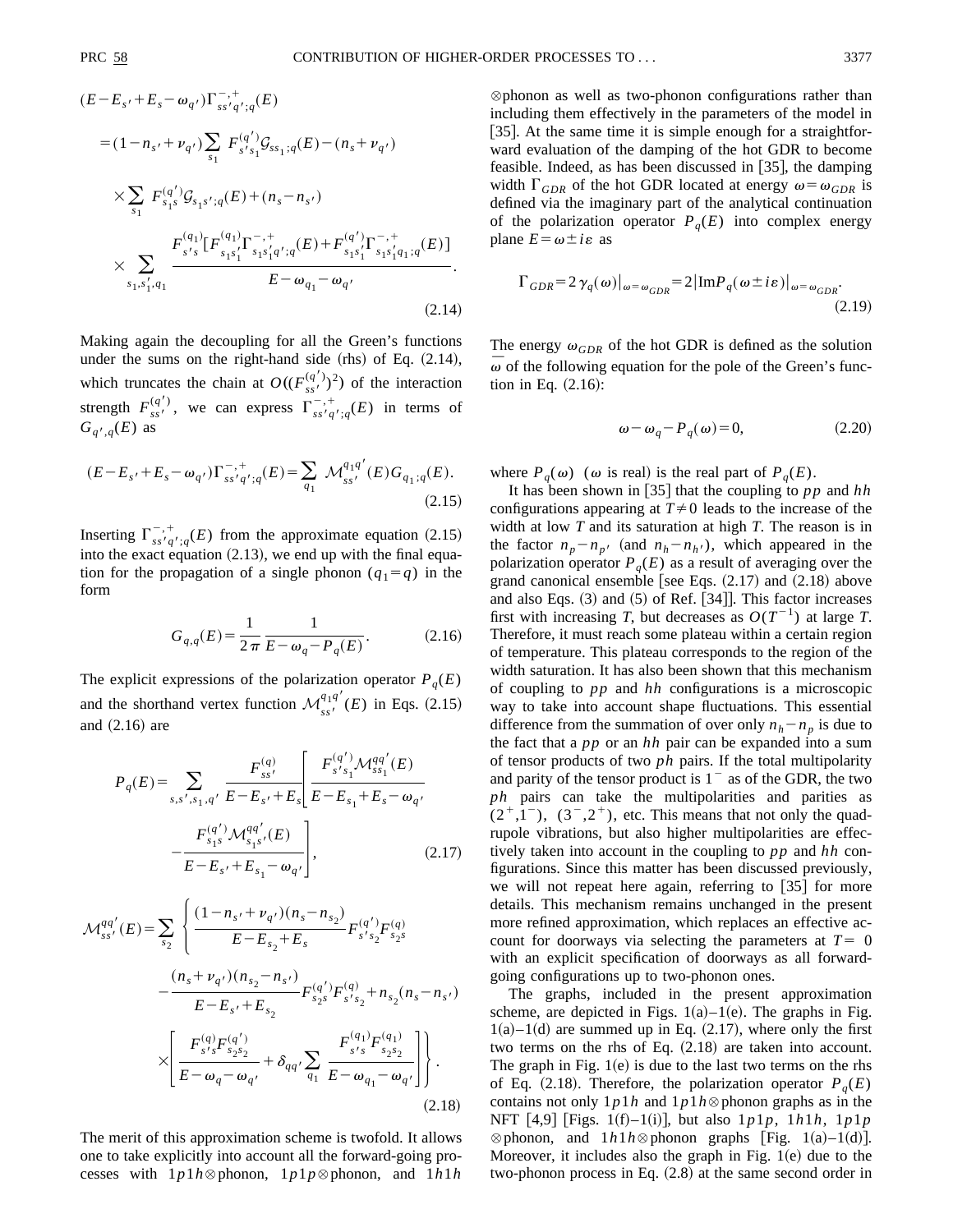$$(E-E_{s'}+E_s-\omega_{q'})\Gamma^{-,+}_{ss'q';q}(E)$$

$$=(1-n_{s'}+\nu_{q'})\sum_{s_1} F^{(q')}_{s's_1}\mathcal{G}_{ss_1;q}(E)-(n_s+\nu_{q'})$$

$$\times\sum_{s_1} F^{(q')}_{s_1 s}\mathcal{G}_{s_1 s';q}(E)+(n_s-n_{s'})$$

$$\times\sum_{s_1,s_1',q_1}\frac{F^{(q_1)}_{s's}[F^{(q_1)}_{s_1s_1'}\Gamma^{-,+}_{s_1s_1'q';q}(E)+F^{(q')}_{s_1s_1'}\Gamma^{-,+}_{s_1s_1'q_1;q}(E)]}{E-\omega_{q_1}-\omega_{q'}}. \tag{2.14}$$

Making again the decoupling for all the Green's functions under the sums on the right-hand side (rhs) of Eq. (2.14), which truncates the chain at $O((F^{(q')}_{ss'})^2)$ of the interaction strength $F^{(q')}_{ss'}$, we can express $\Gamma^{-,+}_{ss'q';q}(E)$ in terms of $G_{q',q}(E)$ as

$$(E-E_{s'}+E_s-\omega_{q'})\Gamma^{-,+}_{ss'q';q}(E)=\sum_{q_1}\mathcal{M}^{q_1q'}_{ss'}(E)G_{q_1;q}(E). \tag{2.15}$$

Inserting $\Gamma^{-,+}_{ss'q';q}(E)$ from the approximate equation (2.15) into the exact equation (2.13), we end up with the final equation for the propagation of a single phonon ($q_1=q$) in the form

$$G_{q,q}(E)=\frac{1}{2\pi}\frac{1}{E-\omega_q-P_q(E)}. \tag{2.16}$$

The explicit expressions of the polarization operator $P_q(E)$ and the shorthand vertex function $\mathcal{M}^{q_1q'}_{ss'}(E)$ in Eqs. (2.15) and (2.16) are

$$P_q(E)=\sum_{s,s',s_1,q'}\frac{F^{(q)}_{ss'}}{E-E_{s'}+E_s}\left[\frac{F^{(q')}_{s's_1}\mathcal{M}^{qq'}_{ss_1}(E)}{E-E_{s_1}+E_s-\omega_{q'}}-\frac{F^{(q')}_{s_1s}\mathcal{M}^{qq'}_{s_1s'}(E)}{E-E_{s'}+E_{s_1}-\omega_{q'}}\right], \tag{2.17}$$

$$\mathcal{M}^{qq'}_{ss'}(E)=\sum_{s_2}\Bigg\{\frac{(1-n_{s'}+\nu_{q'})(n_s-n_{s_2})}{E-E_{s_2}+E_s}F^{(q')}_{s's_2}F^{(q)}_{s_2s}-\frac{(n_s+\nu_{q'})(n_{s_2}-n_{s'})}{E-E_{s'}+E_{s_2}}F^{(q')}_{s_2s}F^{(q)}_{s's_2}+n_{s_2}(n_s-n_{s'})$$

$$\times\left[\frac{F^{(q)}_{s's}F^{(q')}_{s_2s_2}}{E-\omega_q-\omega_{q'}}+\delta_{qq'}\sum_{q_1}\frac{F^{(q_1)}_{s's}F^{(q_1)}_{s_2s_2}}{E-\omega_{q_1}-\omega_{q'}}\right]\Bigg\}. \tag{2.18}$$

The merit of this approximation scheme is twofold. It allows one to take explicitly into account all the forward-going processes with $1p1h\otimes$phonon, $1p1p\otimes$phonon, and $1h1h\otimes$phonon as well as two-phonon configurations rather than including them effectively in the parameters of the model in [35]. At the same time it is simple enough for a straightforward evaluation of the damping of the hot GDR to become feasible. Indeed, as has been discussed in [35], the damping width $\Gamma_{GDR}$ of the hot GDR located at energy $\omega=\omega_{GDR}$ is defined via the imaginary part of the analytical continuation of the polarization operator $P_q(E)$ into complex energy plane $E=\omega\pm i\varepsilon$ as

$$\Gamma_{GDR}=2\gamma_q(\omega)|_{\omega=\omega_{GDR}}=2|\mathrm{Im}P_q(\omega\pm i\varepsilon)|_{\omega=\omega_{GDR}}. \tag{2.19}$$

The energy $\omega_{GDR}$ of the hot GDR is defined as the solution $\bar{\omega}$ of the following equation for the pole of the Green's function in Eq. (2.16):

$$\omega-\omega_q-P_q(\omega)=0, \tag{2.20}$$

where $P_q(\omega)$ ($\omega$ is real) is the real part of $P_q(E)$.

It has been shown in [35] that the coupling to $pp$ and $hh$ configurations appearing at $T\neq 0$ leads to the increase of the width at low $T$ and its saturation at high $T$. The reason is in the factor $n_p-n_{p'}$ (and $n_h-n_{h'}$), which appeared in the polarization operator $P_q(E)$ as a result of averaging over the grand canonical ensemble [see Eqs. (2.17) and (2.18) above and also Eqs. (3) and (5) of Ref. [34]]. This factor increases first with increasing $T$, but decreases as $O(T^{-1})$ at large $T$. Therefore, it must reach some plateau within a certain region of temperature. This plateau corresponds to the region of the width saturation. It has also been shown that this mechanism of coupling to $pp$ and $hh$ configurations is a microscopic way to take into account shape fluctuations. This essential difference from the summation of over only $n_h-n_p$ is due to the fact that a $pp$ or an $hh$ pair can be expanded into a sum of tensor products of two $ph$ pairs. If the total multipolarity and parity of the tensor product is $1^-$ as of the GDR, the two $ph$ pairs can take the multipolarities and parities as $(2^+,1^-)$, $(3^-,2^+)$, etc. This means that not only the quadrupole vibrations, but also higher multipolarities are effectively taken into account in the coupling to $pp$ and $hh$ configurations. Since this matter has been discussed previously, we will not repeat here again, referring to [35] for more details. This mechanism remains unchanged in the present more refined approximation, which replaces an effective account for doorways via selecting the parameters at $T=0$ with an explicit specification of doorways as all forward-going configurations up to two-phonon ones.

The graphs, included in the present approximation scheme, are depicted in Figs. 1(a)–1(e). The graphs in Fig. 1(a)–1(d) are summed up in Eq. (2.17), where only the first two terms on the rhs of Eq. (2.18) are taken into account. The graph in Fig. 1(e) is due to the last two terms on the rhs of Eq. (2.18). Therefore, the polarization operator $P_q(E)$ contains not only $1p1h$ and $1p1h\otimes$phonon graphs as in the NFT [4,9] [Figs. 1(f)–1(i)], but also $1p1p$, $1h1h$, $1p1p\otimes$phonon, and $1h1h\otimes$phonon graphs [Fig. 1(a)–1(d)]. Moreover, it includes also the graph in Fig. 1(e) due to the two-phonon process in Eq. (2.8) at the same second order in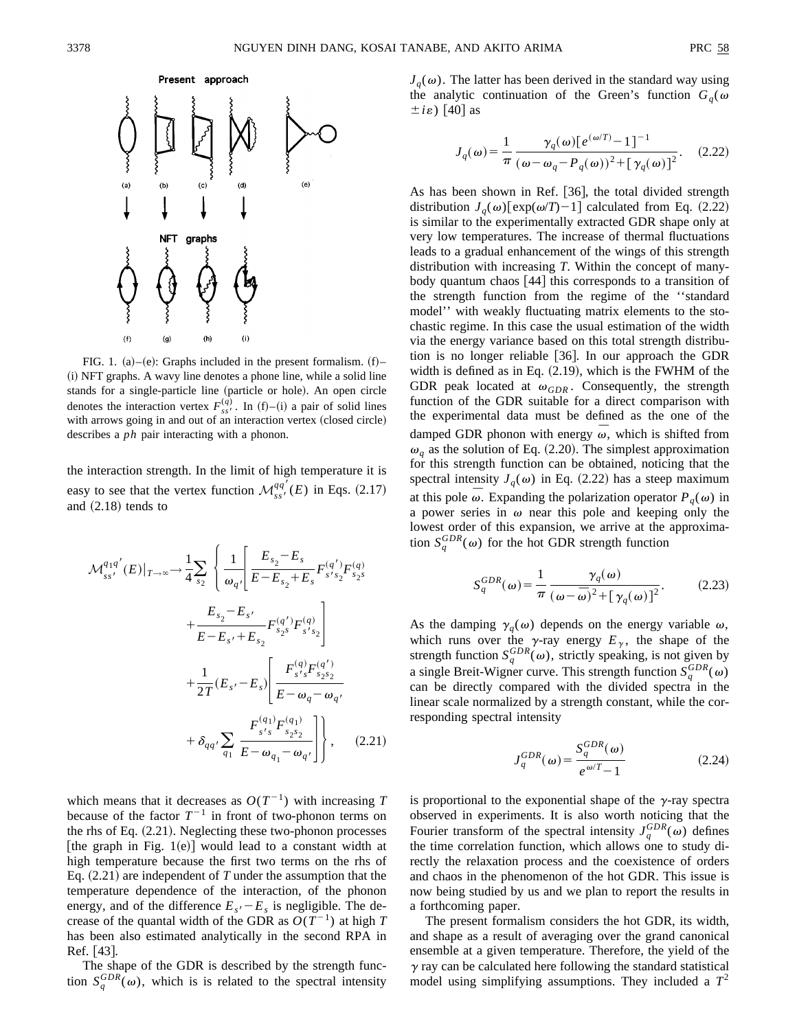FIG. 1. (a)–(e): Graphs included in the present formalism. (f)–(i) NFT graphs. A wavy line denotes a phone line, while a solid line stands for a single-particle line (particle or hole). An open circle denotes the interaction vertex $F_{ss'}^{(q)}$. In (f)–(i) a pair of solid lines with arrows going in and out of an interaction vertex (closed circle) describes a $ph$ pair interacting with a phonon.

the interaction strength. In the limit of high temperature it is easy to see that the vertex function $\mathcal{M}_{ss'}^{qq'}(E)$ in Eqs. (2.17) and (2.18) tends to

$$
\begin{aligned}
\mathcal{M}_{ss'}^{q_1q'}(E)|_{T\to\infty} \to \frac{1}{4}\sum_{s_2}\Bigg\{ & \frac{1}{\omega_{q'}}\Bigg[\frac{E_{s_2}-E_s}{E-E_{s_2}+E_s}F_{s's_2}^{(q')}F_{s_2s}^{(q)} \\
& + \frac{E_{s_2}-E_{s'}}{E-E_{s'}+E_{s_2}}F_{s_2s}^{(q')}F_{s's_2}^{(q)}\Bigg] \\
& + \frac{1}{2T}(E_{s'}-E_s)\Bigg[\frac{F_{s's}^{(q)}F_{s_2s_2}^{(q')}}{E-\omega_q-\omega_{q'}} \\
& + \delta_{qq'}\sum_{q_1}\frac{F_{s's}^{(q_1)}F_{s_2s_2}^{(q_1)}}{E-\omega_{q_1}-\omega_{q'}}\Bigg]\Bigg\}, \qquad (2.21)
\end{aligned}
$$

which means that it decreases as $O(T^{-1})$ with increasing $T$ because of the factor $T^{-1}$ in front of two-phonon terms on the rhs of Eq. (2.21). Neglecting these two-phonon processes [the graph in Fig. 1(e)] would lead to a constant width at high temperature because the first two terms on the rhs of Eq. (2.21) are independent of $T$ under the assumption that the temperature dependence of the interaction, of the phonon energy, and of the difference $E_{s'}-E_s$ is negligible. The decrease of the quantal width of the GDR as $O(T^{-1})$ at high $T$ has been also estimated analytically in the second RPA in Ref. [43].

The shape of the GDR is described by the strength function $S_q^{GDR}(\omega)$, which is is related to the spectral intensity $J_q(\omega)$. The latter has been derived in the standard way using the analytic continuation of the Green's function $G_q(\omega \pm i\varepsilon)$ [40] as

$$
J_q(\omega) = \frac{1}{\pi}\frac{\gamma_q(\omega)[e^{(\omega/T)}-1]^{-1}}{(\omega-\omega_q-P_q(\omega))^2+[\gamma_q(\omega)]^2}. \qquad (2.22)
$$

As has been shown in Ref. [36], the total divided strength distribution $J_q(\omega)[\exp(\omega/T)-1]$ calculated from Eq. (2.22) is similar to the experimentally extracted GDR shape only at very low temperatures. The increase of thermal fluctuations leads to a gradual enhancement of the wings of this strength distribution with increasing $T$. Within the concept of many-body quantum chaos [44] this corresponds to a transition of the strength function from the regime of the "standard model" with weakly fluctuating matrix elements to the stochastic regime. In this case the usual estimation of the width via the energy variance based on this total strength distribution is no longer reliable [36]. In our approach the GDR width is defined as in Eq. (2.19), which is the FWHM of the GDR peak located at $\omega_{GDR}$. Consequently, the strength function of the GDR suitable for a direct comparison with the experimental data must be defined as the one of the damped GDR phonon with energy $\bar{\omega}$, which is shifted from $\omega_q$ as the solution of Eq. (2.20). The simplest approximation for this strength function can be obtained, noticing that the spectral intensity $J_q(\omega)$ in Eq. (2.22) has a steep maximum at this pole $\bar{\omega}$. Expanding the polarization operator $P_q(\omega)$ in a power series in $\omega$ near this pole and keeping only the lowest order of this expansion, we arrive at the approximation $S_q^{GDR}(\omega)$ for the hot GDR strength function

$$
S_q^{GDR}(\omega) = \frac{1}{\pi}\frac{\gamma_q(\omega)}{(\omega-\bar{\omega})^2+[\gamma_q(\omega)]^2}. \qquad (2.23)
$$

As the damping $\gamma_q(\omega)$ depends on the energy variable $\omega$, which runs over the $\gamma$-ray energy $E_\gamma$, the shape of the strength function $S_q^{GDR}(\omega)$, strictly speaking, is not given by a single Breit-Wigner curve. This strength function $S_q^{GDR}(\omega)$ can be directly compared with the divided spectra in the linear scale normalized by a strength constant, while the corresponding spectral intensity

$$
J_q^{GDR}(\omega) = \frac{S_q^{GDR}(\omega)}{e^{\omega/T}-1} \qquad (2.24)
$$

is proportional to the exponential shape of the $\gamma$-ray spectra observed in experiments. It is also worth noticing that the Fourier transform of the spectral intensity $J_q^{GDR}(\omega)$ defines the time correlation function, which allows one to study directly the relaxation process and the coexistence of orders and chaos in the phenomenon of the hot GDR. This issue is now being studied by us and we plan to report the results in a forthcoming paper.

The present formalism considers the hot GDR, its width, and shape as a result of averaging over the grand canonical ensemble at a given temperature. Therefore, the yield of the $\gamma$ ray can be calculated here following the standard statistical model using simplifying assumptions. They included a $T^2$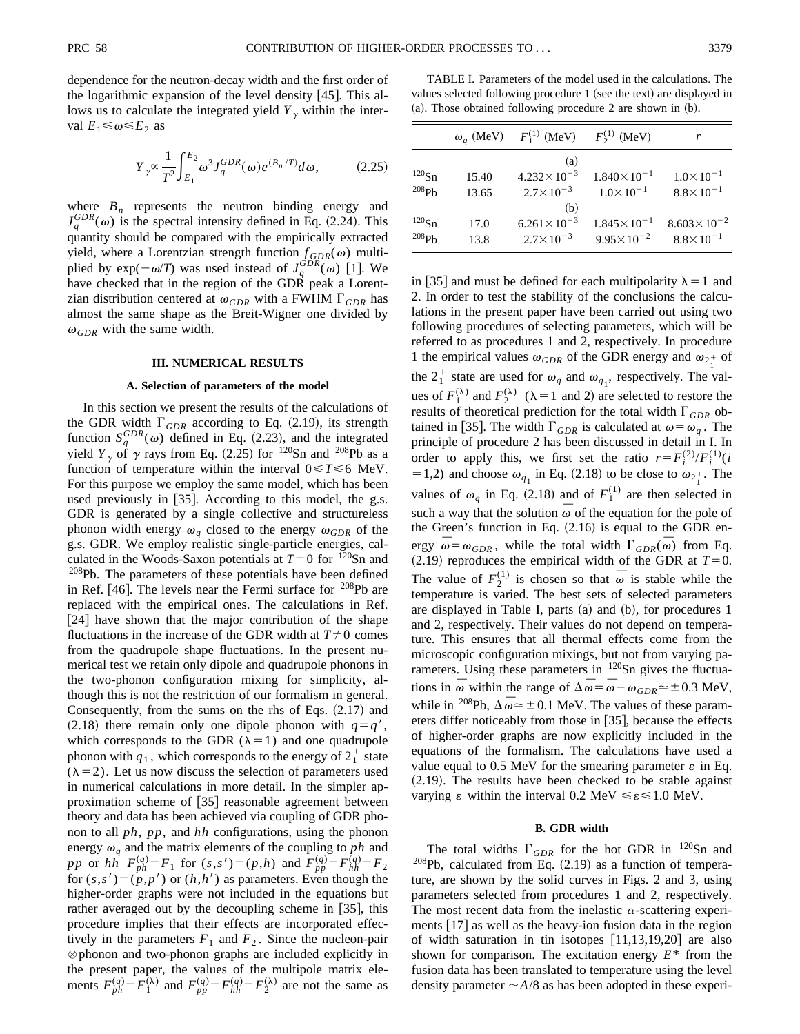dependence for the neutron-decay width and the first order of the logarithmic expansion of the level density [45]. This allows us to calculate the integrated yield $Y_\gamma$ within the interval $E_1 \leqslant \omega \leqslant E_2$ as

$$Y_\gamma \propto \frac{1}{T^2}\int_{E_1}^{E_2} \omega^3 J_q^{GDR}(\omega) e^{(B_n/T)} d\omega, \tag{2.25}$$

where $B_n$ represents the neutron binding energy and $J_q^{GDR}(\omega)$ is the spectral intensity defined in Eq. (2.24). This quantity should be compared with the empirically extracted yield, where a Lorentzian strength function $f_{GDR}(\omega)$ multiplied by $\exp(-\omega/T)$ was used instead of $J_q^{GDR}(\omega)$ [1]. We have checked that in the region of the GDR peak a Lorentzian distribution centered at $\omega_{GDR}$ with a FWHM $\Gamma_{GDR}$ has almost the same shape as the Breit-Wigner one divided by $\omega_{GDR}$ with the same width.

## III. NUMERICAL RESULTS

### A. Selection of parameters of the model

In this section we present the results of the calculations of the GDR width $\Gamma_{GDR}$ according to Eq. (2.19), its strength function $S_q^{GDR}(\omega)$ defined in Eq. (2.23), and the integrated yield $Y_\gamma$ of $\gamma$ rays from Eq. (2.25) for $^{120}$Sn and $^{208}$Pb as a function of temperature within the interval $0 \leqslant T \leqslant 6$ MeV. For this purpose we employ the same model, which has been used previously in [35]. According to this model, the g.s. GDR is generated by a single collective and structureless phonon width energy $\omega_q$ closed to the energy $\omega_{GDR}$ of the g.s. GDR. We employ realistic single-particle energies, calculated in the Woods-Saxon potentials at $T=0$ for $^{120}$Sn and $^{208}$Pb. The parameters of these potentials have been defined in Ref. [46]. The levels near the Fermi surface for $^{208}$Pb are replaced with the empirical ones. The calculations in Ref. [24] have shown that the major contribution of the shape fluctuations in the increase of the GDR width at $T \neq 0$ comes from the quadrupole shape fluctuations. In the present numerical test we retain only dipole and quadrupole phonons in the two-phonon configuration mixing for simplicity, although this is not the restriction of our formalism in general. Consequently, from the sums on the rhs of Eqs. (2.17) and (2.18) there remain only one dipole phonon with $q=q'$, which corresponds to the GDR ($\lambda=1$) and one quadrupole phonon with $q_1$, which corresponds to the energy of $2_1^+$ state ($\lambda=2$). Let us now discuss the selection of parameters used in numerical calculations in more detail. In the simpler approximation scheme of [35] reasonable agreement between theory and data has been achieved via coupling of GDR phonon to all $ph$, $pp$, and $hh$ configurations, using the phonon energy $\omega_q$ and the matrix elements of the coupling to $ph$ and $pp$ or $hh$ $F_{ph}^{(q)}=F_1$ for $(s,s')=(p,h)$ and $F_{pp}^{(q)}=F_{hh}^{(q)}=F_2$ for $(s,s')=(p,p')$ or $(h,h')$ as parameters. Even though the higher-order graphs were not included in the equations but rather averaged out by the decoupling scheme in [35], this procedure implies that their effects are incorporated effectively in the parameters $F_1$ and $F_2$. Since the nucleon-pair $\otimes$phonon and two-phonon graphs are included explicitly in the present paper, the values of the multipole matrix elements $F_{ph}^{(q)}=F_1^{(\lambda)}$ and $F_{pp}^{(q)}=F_{hh}^{(q)}=F_2^{(\lambda)}$ are not the same as in [35] and must be defined for each multipolarity $\lambda=1$ and 2. In order to test the stability of the conclusions the calculations in the present paper have been carried out using two following procedures of selecting parameters, which will be referred to as procedures 1 and 2, respectively. In procedure 1 the empirical values $\omega_{GDR}$ of the GDR energy and $\omega_{2_1^+}$ of the $2_1^+$ state are used for $\omega_q$ and $\omega_{q_1}$, respectively. The values of $F_1^{(\lambda)}$ and $F_2^{(\lambda)}$ ($\lambda=1$ and 2) are selected to restore the results of theoretical prediction for the total width $\Gamma_{GDR}$ obtained in [35]. The width $\Gamma_{GDR}$ is calculated at $\omega=\omega_q$. The principle of procedure 2 has been discussed in detail in I. In order to apply this, we first set the ratio $r=F_i^{(2)}/F_i^{(1)}(i=1,2)$ and choose $\omega_{q_1}$ in Eq. (2.18) to be close to $\omega_{2_1^+}$. The values of $\omega_q$ in Eq. (2.18) and of $F_1^{(1)}$ are then selected in such a way that the solution $\bar{\omega}$ of the equation for the pole of the Green's function in Eq. (2.16) is equal to the GDR energy $\bar{\omega}=\omega_{GDR}$, while the total width $\Gamma_{GDR}(\bar{\omega})$ from Eq. (2.19) reproduces the empirical width of the GDR at $T=0$. The value of $F_2^{(1)}$ is chosen so that $\bar{\omega}$ is stable while the temperature is varied. The best sets of selected parameters are displayed in Table I, parts (a) and (b), for procedures 1 and 2, respectively. Their values do not depend on temperature. This ensures that all thermal effects come from the microscopic configuration mixings, but not from varying parameters. Using these parameters in $^{120}$Sn gives the fluctuations in $\bar{\omega}$ within the range of $\Delta\bar{\omega}=\bar{\omega}-\omega_{GDR}\simeq \pm 0.3$ MeV, while in $^{208}$Pb, $\Delta\bar{\omega}\simeq \pm 0.1$ MeV. The values of these parameters differ noticeably from those in [35], because the effects of higher-order graphs are now explicitly included in the equations of the formalism. The calculations have used a value equal to 0.5 MeV for the smearing parameter $\varepsilon$ in Eq. (2.19). The results have been checked to be stable against varying $\varepsilon$ within the interval 0.2 MeV $\leqslant \varepsilon \leqslant$ 1.0 MeV.

TABLE I. Parameters of the model used in the calculations. The values selected following procedure 1 (see the text) are displayed in (a). Those obtained following procedure 2 are shown in (b).

| | $\omega_q$ (MeV) | $F_1^{(1)}$ (MeV) | $F_2^{(1)}$ (MeV) | $r$ |
|---|---|---|---|---|
| | | (a) | | |
| $^{120}$Sn | 15.40 | $4.232\times10^{-3}$ | $1.840\times10^{-1}$ | $1.0\times10^{-1}$ |
| $^{208}$Pb | 13.65 | $2.7\times10^{-3}$ | $1.0\times10^{-1}$ | $8.8\times10^{-1}$ |
| | | (b) | | |
| $^{120}$Sn | 17.0 | $6.261\times10^{-3}$ | $1.845\times10^{-1}$ | $8.603\times10^{-2}$ |
| $^{208}$Pb | 13.8 | $2.7\times10^{-3}$ | $9.95\times10^{-2}$ | $8.8\times10^{-1}$ |

### B. GDR width

The total widths $\Gamma_{GDR}$ for the hot GDR in $^{120}$Sn and $^{208}$Pb, calculated from Eq. (2.19) as a function of temperature, are shown by the solid curves in Figs. 2 and 3, using parameters selected from procedures 1 and 2, respectively. The most recent data from the inelastic $\alpha$-scattering experiments [17] as well as the heavy-ion fusion data in the region of width saturation in tin isotopes [11,13,19,20] are also shown for comparison. The excitation energy $E^*$ from the fusion data has been translated to temperature using the level density parameter $\sim A/8$ as has been adopted in these experi-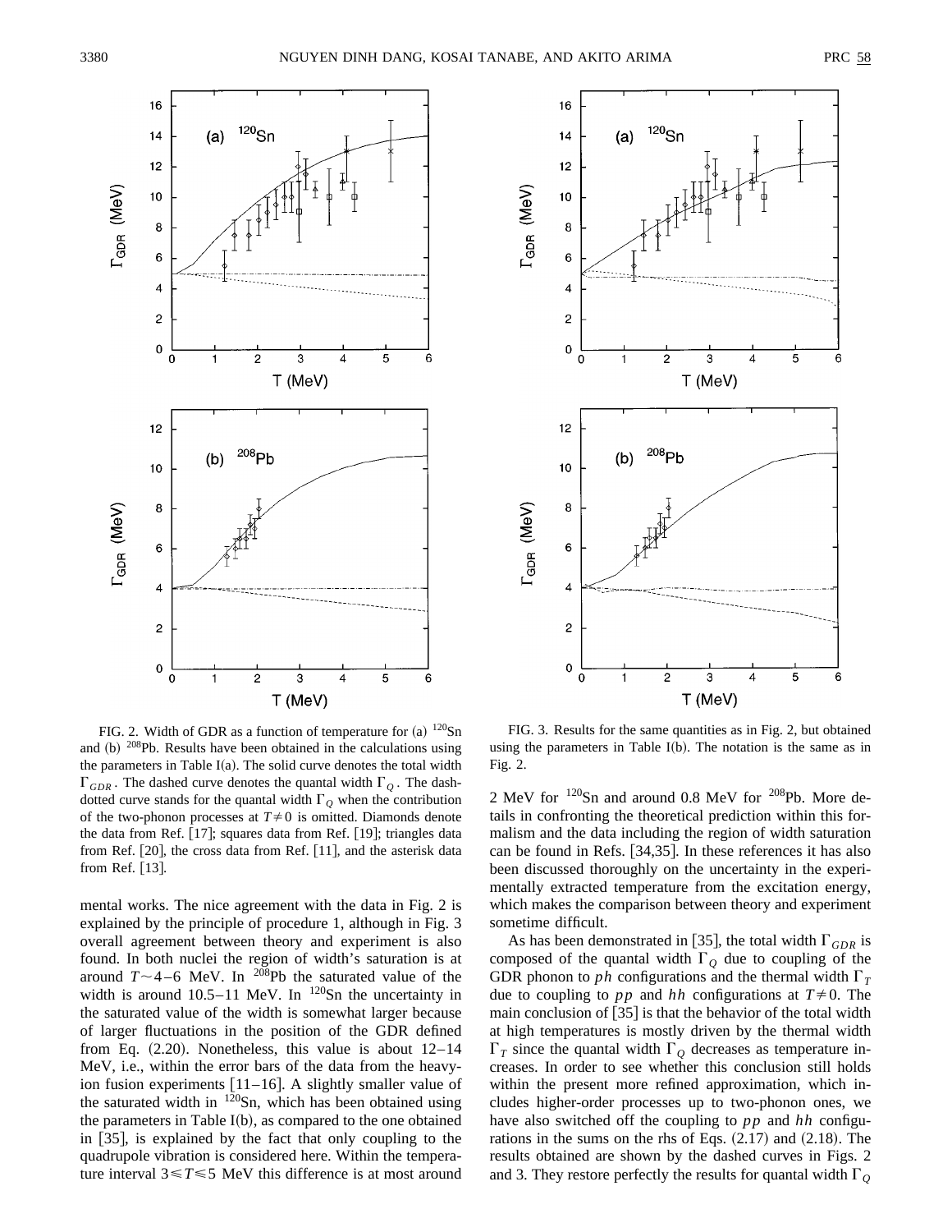FIG. 2. Width of GDR as a function of temperature for (a) [120]Sn and (b) [208]Pb. Results have been obtained in the calculations using the parameters in Table I(a). The solid curve denotes the total width $\Gamma_{GDR}$. The dashed curve denotes the quantal width $\Gamma_Q$. The dash-dotted curve stands for the quantal width $\Gamma_Q$ when the contribution of the two-phonon processes at $T \neq 0$ is omitted. Diamonds denote the data from Ref. [17]; squares data from Ref. [19]; triangles data from Ref. [20], the cross data from Ref. [11], and the asterisk data from Ref. [13].

FIG. 3. Results for the same quantities as in Fig. 2, but obtained using the parameters in Table I(b). The notation is the same as in Fig. 2.

mental works. The nice agreement with the data in Fig. 2 is explained by the principle of procedure 1, although in Fig. 3 overall agreement between theory and experiment is also found. In both nuclei the region of width's saturation is at around $T \sim 4$–6 MeV. In [208]Pb the saturated value of the width is around 10.5–11 MeV. In [120]Sn the uncertainty in the saturated value of the width is somewhat larger because of larger fluctuations in the position of the GDR defined from Eq. (2.20). Nonetheless, this value is about 12–14 MeV, i.e., within the error bars of the data from the heavy-ion fusion experiments [11–16]. A slightly smaller value of the saturated width in [120]Sn, which has been obtained using the parameters in Table I(b), as compared to the one obtained in [35], is explained by the fact that only coupling to the quadrupole vibration is considered here. Within the temperature interval $3 \leqslant T \leqslant 5$ MeV this difference is at most around 2 MeV for [120]Sn and around 0.8 MeV for [208]Pb. More details in confronting the theoretical prediction within this formalism and the data including the region of width saturation can be found in Refs. [34,35]. In these references it has also been discussed thoroughly on the uncertainty in the experimentally extracted temperature from the excitation energy, which makes the comparison between theory and experiment sometime difficult.

As has been demonstrated in [35], the total width $\Gamma_{GDR}$ is composed of the quantal width $\Gamma_Q$ due to coupling of the GDR phonon to $ph$ configurations and the thermal width $\Gamma_T$ due to coupling to $pp$ and $hh$ configurations at $T \neq 0$. The main conclusion of [35] is that the behavior of the total width at high temperatures is mostly driven by the thermal width $\Gamma_T$ since the quantal width $\Gamma_Q$ decreases as temperature increases. In order to see whether this conclusion still holds within the present more refined approximation, which includes higher-order processes up to two-phonon ones, we have also switched off the coupling to $pp$ and $hh$ configurations in the sums on the rhs of Eqs. (2.17) and (2.18). The results obtained are shown by the dashed curves in Figs. 2 and 3. They restore perfectly the results for quantal width $\Gamma_Q$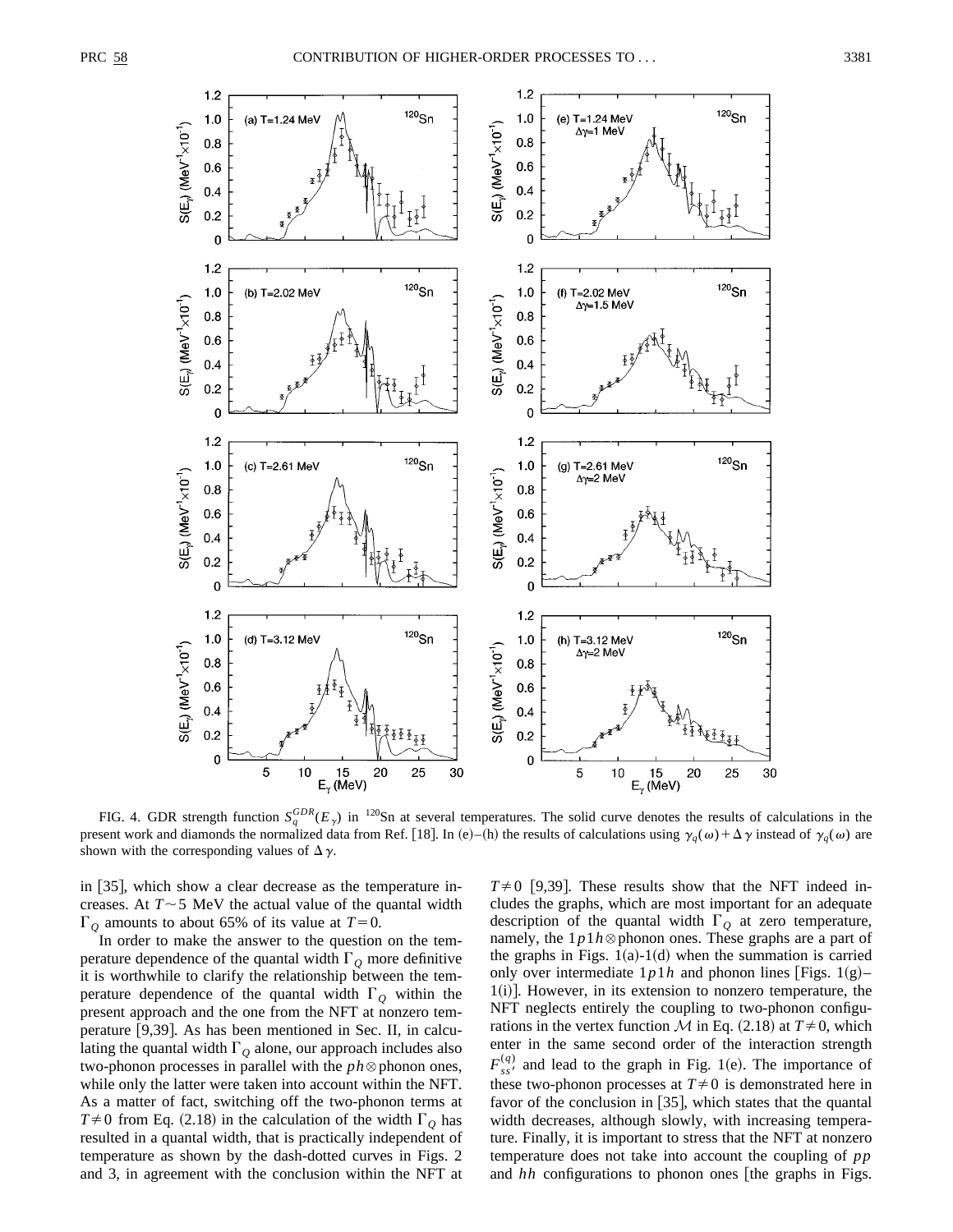FIG. 4. GDR strength function $S_q^{GDR}(E_\gamma)$ in $^{120}$Sn at several temperatures. The solid curve denotes the results of calculations in the present work and diamonds the normalized data from Ref. [18]. In (e)–(h) the results of calculations using $\gamma_q(\omega)+\Delta\gamma$ instead of $\gamma_q(\omega)$ are shown with the corresponding values of $\Delta\gamma$.

in [35], which show a clear decrease as the temperature increases. At $T\sim 5$ MeV the actual value of the quantal width $\Gamma_Q$ amounts to about 65% of its value at $T=0$.

In order to make the answer to the question on the temperature dependence of the quantal width $\Gamma_Q$ more definitive it is worthwhile to clarify the relationship between the temperature dependence of the quantal width $\Gamma_Q$ within the present approach and the one from the NFT at nonzero temperature [9,39]. As has been mentioned in Sec. II, in calculating the quantal width $\Gamma_Q$ alone, our approach includes also two-phonon processes in parallel with the $ph\otimes$phonon ones, while only the latter were taken into account within the NFT. As a matter of fact, switching off the two-phonon terms at $T\neq 0$ from Eq. (2.18) in the calculation of the width $\Gamma_Q$ has resulted in a quantal width, that is practically independent of temperature as shown by the dash-dotted curves in Figs. 2 and 3, in agreement with the conclusion within the NFT at $T\neq 0$ [9,39]. These results show that the NFT indeed includes the graphs, which are most important for an adequate description of the quantal width $\Gamma_Q$ at zero temperature, namely, the $1p1h\otimes$phonon ones. These graphs are a part of the graphs in Figs. 1(a)-1(d) when the summation is carried only over intermediate $1p1h$ and phonon lines [Figs. 1(g)–1(i)]. However, in its extension to nonzero temperature, the NFT neglects entirely the coupling to two-phonon configurations in the vertex function $\mathcal{M}$ in Eq. (2.18) at $T\neq 0$, which enter in the same second order of the interaction strength $F_{ss'}^{(q)}$ and lead to the graph in Fig. 1(e). The importance of these two-phonon processes at $T\neq 0$ is demonstrated here in favor of the conclusion in [35], which states that the quantal width decreases, although slowly, with increasing temperature. Finally, it is important to stress that the NFT at nonzero temperature does not take into account the coupling of $pp$ and $hh$ configurations to phonon ones [the graphs in Figs.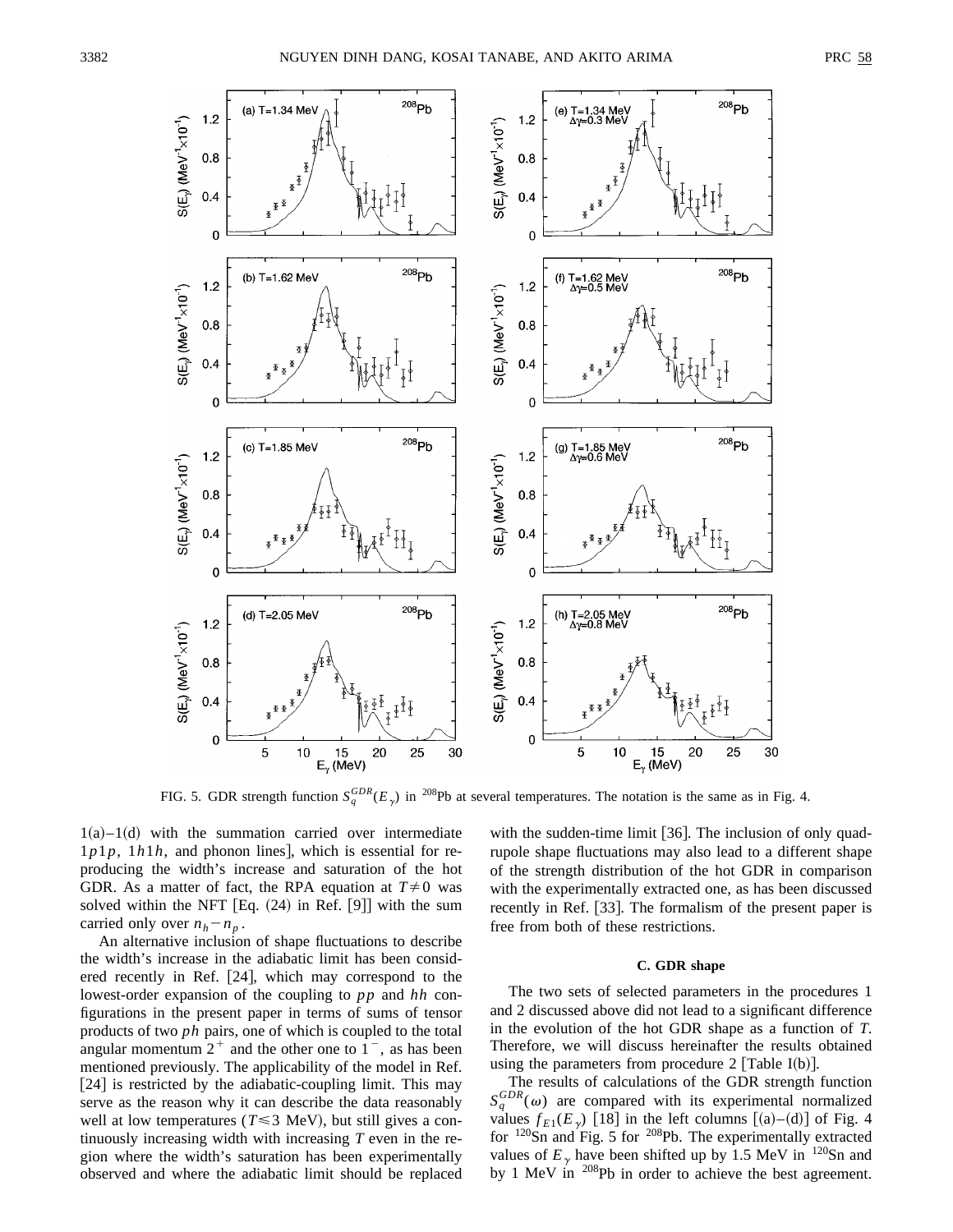FIG. 5. GDR strength function $S_q^{GDR}(E_\gamma)$ in $^{208}$Pb at several temperatures. The notation is the same as in Fig. 4.

1(a)–1(d) with the summation carried over intermediate $1p1p$, $1h1h$, and phonon lines], which is essential for reproducing the width's increase and saturation of the hot GDR. As a matter of fact, the RPA equation at $T\neq 0$ was solved within the NFT [Eq. (24) in Ref. [9]] with the sum carried only over $n_h - n_p$.

An alternative inclusion of shape fluctuations to describe the width's increase in the adiabatic limit has been considered recently in Ref. [24], which may correspond to the lowest-order expansion of the coupling to $pp$ and $hh$ configurations in the present paper in terms of sums of tensor products of two $ph$ pairs, one of which is coupled to the total angular momentum $2^+$ and the other one to $1^-$, as has been mentioned previously. The applicability of the model in Ref. [24] is restricted by the adiabatic-coupling limit. This may serve as the reason why it can describe the data reasonably well at low temperatures ($T \leqslant 3$ MeV), but still gives a continuously increasing width with increasing $T$ even in the region where the width's saturation has been experimentally observed and where the adiabatic limit should be replaced with the sudden-time limit [36]. The inclusion of only quadrupole shape fluctuations may also lead to a different shape of the strength distribution of the hot GDR in comparison with the experimentally extracted one, as has been discussed recently in Ref. [33]. The formalism of the present paper is free from both of these restrictions.

### C. GDR shape

The two sets of selected parameters in the procedures 1 and 2 discussed above did not lead to a significant difference in the evolution of the hot GDR shape as a function of $T$. Therefore, we will discuss hereinafter the results obtained using the parameters from procedure 2 [Table I(b)].

The results of calculations of the GDR strength function $S_q^{GDR}(\omega)$ are compared with its experimental normalized values $f_{E1}(E_\gamma)$ [18] in the left columns [(a)–(d)] of Fig. 4 for $^{120}$Sn and Fig. 5 for $^{208}$Pb. The experimentally extracted values of $E_\gamma$ have been shifted up by 1.5 MeV in $^{120}$Sn and by 1 MeV in $^{208}$Pb in order to achieve the best agreement.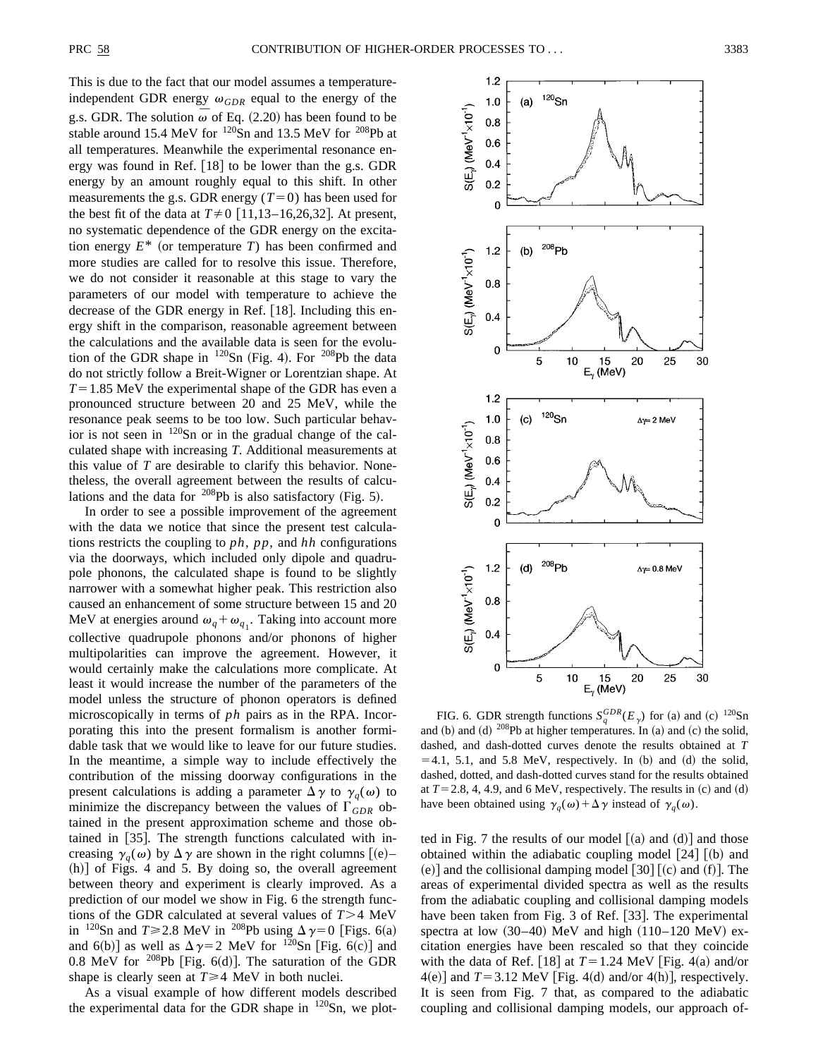This is due to the fact that our model assumes a temperature-independent GDR energy $\omega_{GDR}$ equal to the energy of the g.s. GDR. The solution $\bar{\omega}$ of Eq. (2.20) has been found to be stable around 15.4 MeV for $^{120}$Sn and 13.5 MeV for $^{208}$Pb at all temperatures. Meanwhile the experimental resonance energy was found in Ref. [18] to be lower than the g.s. GDR energy by an amount roughly equal to this shift. In other measurements the g.s. GDR energy ($T=0$) has been used for the best fit of the data at $T\neq 0$ [11,13–16,26,32]. At present, no systematic dependence of the GDR energy on the excitation energy $E^*$ (or temperature $T$) has been confirmed and more studies are called for to resolve this issue. Therefore, we do not consider it reasonable at this stage to vary the parameters of our model with temperature to achieve the decrease of the GDR energy in Ref. [18]. Including this energy shift in the comparison, reasonable agreement between the calculations and the available data is seen for the evolution of the GDR shape in $^{120}$Sn (Fig. 4). For $^{208}$Pb the data do not strictly follow a Breit-Wigner or Lorentzian shape. At $T=1.85$ MeV the experimental shape of the GDR has even a pronounced structure between 20 and 25 MeV, while the resonance peak seems to be too low. Such particular behavior is not seen in $^{120}$Sn or in the gradual change of the calculated shape with increasing $T$. Additional measurements at this value of $T$ are desirable to clarify this behavior. Nonetheless, the overall agreement between the results of calculations and the data for $^{208}$Pb is also satisfactory (Fig. 5).

In order to see a possible improvement of the agreement with the data we notice that since the present test calculations restricts the coupling to $ph$, $pp$, and $hh$ configurations via the doorways, which included only dipole and quadrupole phonons, the calculated shape is found to be slightly narrower with a somewhat higher peak. This restriction also caused an enhancement of some structure between 15 and 20 MeV at energies around $\omega_q+\omega_{q_1}$. Taking into account more collective quadrupole phonons and/or phonons of higher multipolarities can improve the agreement. However, it would certainly make the calculations more complicate. At least it would increase the number of the parameters of the model unless the structure of phonon operators is defined microscopically in terms of $ph$ pairs as in the RPA. Incorporating this into the present formalism is another formidable task that we would like to leave for our future studies. In the meantime, a simple way to include effectively the contribution of the missing doorway configurations in the present calculations is adding a parameter $\Delta\gamma$ to $\gamma_q(\omega)$ to minimize the discrepancy between the values of $\Gamma_{GDR}$ obtained in the present approximation scheme and those obtained in [35]. The strength functions calculated with increasing $\gamma_q(\omega)$ by $\Delta\gamma$ are shown in the right columns [(e)–(h)] of Figs. 4 and 5. By doing so, the overall agreement between theory and experiment is clearly improved. As a prediction of our model we show in Fig. 6 the strength functions of the GDR calculated at several values of $T>4$ MeV in $^{120}$Sn and $T\geqslant 2.8$ MeV in $^{208}$Pb using $\Delta\gamma=0$ [Figs. 6(a) and 6(b)] as well as $\Delta\gamma=2$ MeV for $^{120}$Sn [Fig. 6(c)] and 0.8 MeV for $^{208}$Pb [Fig. 6(d)]. The saturation of the GDR shape is clearly seen at $T\geqslant 4$ MeV in both nuclei.

As a visual example of how different models described the experimental data for the GDR shape in $^{120}$Sn, we plotted in Fig. 7 the results of our model [(a) and (d)] and those obtained within the adiabatic coupling model [24] [(b) and (e)] and the collisional damping model [30] [(c) and (f)]. The areas of experimental divided spectra as well as the results from the adiabatic coupling and collisional damping models have been taken from Fig. 3 of Ref. [33]. The experimental spectra at low (30–40) MeV and high (110–120 MeV) excitation energies have been rescaled so that they coincide with the data of Ref. [18] at $T=1.24$ MeV [Fig. 4(a) and/or 4(e)] and $T=3.12$ MeV [Fig. 4(d) and/or 4(h)], respectively. It is seen from Fig. 7 that, as compared to the adiabatic coupling and collisional damping models, our approach of-

FIG. 6. GDR strength functions $S_q^{GDR}(E_\gamma)$ for (a) and (c) $^{120}$Sn and (b) and (d) $^{208}$Pb at higher temperatures. In (a) and (c) the solid, dashed, and dash-dotted curves denote the results obtained at $T=4.1$, 5.1, and 5.8 MeV, respectively. In (b) and (d) the solid, dashed, dotted, and dash-dotted curves stand for the results obtained at $T=2.8$, 4, 4.9, and 6 MeV, respectively. The results in (c) and (d) have been obtained using $\gamma_q(\omega)+\Delta\gamma$ instead of $\gamma_q(\omega)$.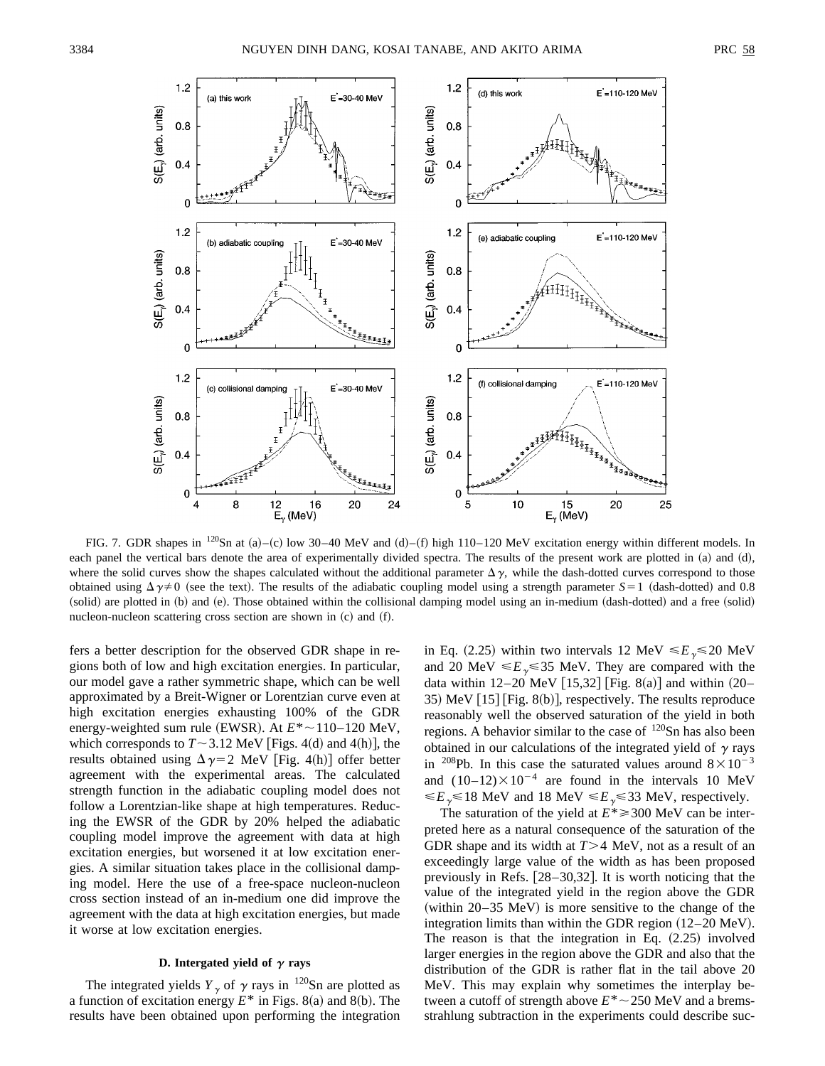FIG. 7. GDR shapes in $^{120}$Sn at (a)–(c) low 30–40 MeV and (d)–(f) high 110–120 MeV excitation energy within different models. In each panel the vertical bars denote the area of experimentally divided spectra. The results of the present work are plotted in (a) and (d), where the solid curves show the shapes calculated without the additional parameter $\Delta\gamma$, while the dash-dotted curves correspond to those obtained using $\Delta\gamma \neq 0$ (see the text). The results of the adiabatic coupling model using a strength parameter $S=1$ (dash-dotted) and 0.8 (solid) are plotted in (b) and (e). Those obtained within the collisional damping model using an in-medium (dash-dotted) and a free (solid) nucleon-nucleon scattering cross section are shown in (c) and (f).

fers a better description for the observed GDR shape in regions both of low and high excitation energies. In particular, our model gave a rather symmetric shape, which can be well approximated by a Breit-Wigner or Lorentzian curve even at high excitation energies exhausting 100% of the GDR energy-weighted sum rule (EWSR). At $E^* \sim 110$–120 MeV, which corresponds to $T \sim 3.12$ MeV [Figs. 4(d) and 4(h)], the results obtained using $\Delta\gamma = 2$ MeV [Fig. 4(h)] offer better agreement with the experimental areas. The calculated strength function in the adiabatic coupling model does not follow a Lorentzian-like shape at high temperatures. Reducing the EWSR of the GDR by 20% helped the adiabatic coupling model improve the agreement with data at high excitation energies, but worsened it at low excitation energies. A similar situation takes place in the collisional damping model. Here the use of a free-space nucleon-nucleon cross section instead of an in-medium one did improve the agreement with the data at high excitation energies, but made it worse at low excitation energies.

### D. Intergated yield of $\gamma$ rays

The integrated yields $Y_\gamma$ of $\gamma$ rays in $^{120}$Sn are plotted as a function of excitation energy $E^*$ in Figs. 8(a) and 8(b). The results have been obtained upon performing the integration in Eq. (2.25) within two intervals 12 MeV $\leqslant E_\gamma \leqslant 20$ MeV and 20 MeV $\leqslant E_\gamma \leqslant 35$ MeV. They are compared with the data within 12–20 MeV [15,32] [Fig. 8(a)] and within (20–35) MeV [15] [Fig. 8(b)], respectively. The results reproduce reasonably well the observed saturation of the yield in both regions. A behavior similar to the case of $^{120}$Sn has also been obtained in our calculations of the integrated yield of $\gamma$ rays in $^{208}$Pb. In this case the saturated values around $8\times10^{-3}$ and $(10–12)\times10^{-4}$ are found in the intervals 10 MeV $\leqslant E_\gamma \leqslant 18$ MeV and 18 MeV $\leqslant E_\gamma \leqslant 33$ MeV, respectively.

The saturation of the yield at $E^* \geqslant 300$ MeV can be interpreted here as a natural consequence of the saturation of the GDR shape and its width at $T>4$ MeV, not as a result of an exceedingly large value of the width as has been proposed previously in Refs. [28–30,32]. It is worth noticing that the value of the integrated yield in the region above the GDR (within 20–35 MeV) is more sensitive to the change of the integration limits than within the GDR region (12–20 MeV). The reason is that the integration in Eq. (2.25) involved larger energies in the region above the GDR and also that the distribution of the GDR is rather flat in the tail above 20 MeV. This may explain why sometimes the interplay between a cutoff of strength above $E^* \sim 250$ MeV and a bremsstrahlung subtraction in the experiments could describe suc-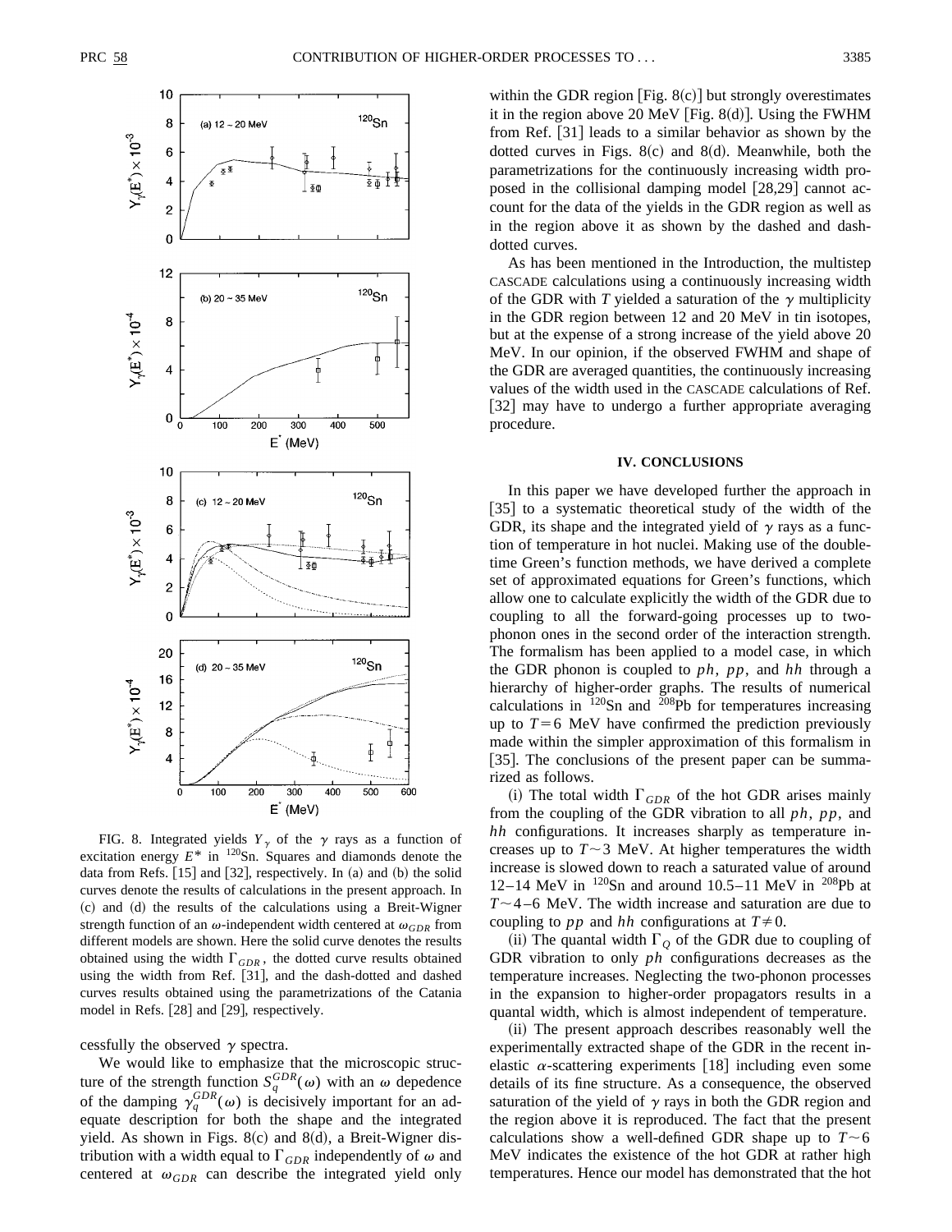FIG. 8. Integrated yields $Y_\gamma$ of the $\gamma$ rays as a function of excitation energy $E^*$ in $^{120}$Sn. Squares and diamonds denote the data from Refs. [15] and [32], respectively. In (a) and (b) the solid curves denote the results of calculations in the present approach. In (c) and (d) the results of the calculations using a Breit-Wigner strength function of an $\omega$-independent width centered at $\omega_{GDR}$ from different models are shown. Here the solid curve denotes the results obtained using the width $\Gamma_{GDR}$, the dotted curve results obtained using the width from Ref. [31], and the dash-dotted and dashed curves results obtained using the parametrizations of the Catania model in Refs. [28] and [29], respectively.

cessfully the observed $\gamma$ spectra.

We would like to emphasize that the microscopic structure of the strength function $S_q^{GDR}(\omega)$ with an $\omega$ depedence of the damping $\gamma_q^{GDR}(\omega)$ is decisively important for an adequate description for both the shape and the integrated yield. As shown in Figs. 8(c) and 8(d), a Breit-Wigner distribution with a width equal to $\Gamma_{GDR}$ independently of $\omega$ and centered at $\omega_{GDR}$ can describe the integrated yield only within the GDR region [Fig. 8(c)] but strongly overestimates it in the region above 20 MeV [Fig. 8(d)]. Using the FWHM from Ref. [31] leads to a similar behavior as shown by the dotted curves in Figs. 8(c) and 8(d). Meanwhile, both the parametrizations for the continuously increasing width proposed in the collisional damping model [28,29] cannot account for the data of the yields in the GDR region as well as in the region above it as shown by the dashed and dash-dotted curves.

As has been mentioned in the Introduction, the multistep CASCADE calculations using a continuously increasing width of the GDR with $T$ yielded a saturation of the $\gamma$ multiplicity in the GDR region between 12 and 20 MeV in tin isotopes, but at the expense of a strong increase of the yield above 20 MeV. In our opinion, if the observed FWHM and shape of the GDR are averaged quantities, the continuously increasing values of the width used in the CASCADE calculations of Ref. [32] may have to undergo a further appropriate averaging procedure.

## IV. CONCLUSIONS

In this paper we have developed further the approach in [35] to a systematic theoretical study of the width of the GDR, its shape and the integrated yield of $\gamma$ rays as a function of temperature in hot nuclei. Making use of the double-time Green's function methods, we have derived a complete set of approximated equations for Green's functions, which allow one to calculate explicitly the width of the GDR due to coupling to all the forward-going processes up to two-phonon ones in the second order of the interaction strength. The formalism has been applied to a model case, in which the GDR phonon is coupled to $ph$, $pp$, and $hh$ through a hierarchy of higher-order graphs. The results of numerical calculations in $^{120}$Sn and $^{208}$Pb for temperatures increasing up to $T=6$ MeV have confirmed the prediction previously made within the simpler approximation of this formalism in [35]. The conclusions of the present paper can be summarized as follows.

(i) The total width $\Gamma_{GDR}$ of the hot GDR arises mainly from the coupling of the GDR vibration to all $ph$, $pp$, and $hh$ configurations. It increases sharply as temperature increases up to $T\sim3$ MeV. At higher temperatures the width increase is slowed down to reach a saturated value of around 12–14 MeV in $^{120}$Sn and around 10.5–11 MeV in $^{208}$Pb at $T\sim4$–6 MeV. The width increase and saturation are due to coupling to $pp$ and $hh$ configurations at $T\neq0$.

(ii) The quantal width $\Gamma_Q$ of the GDR due to coupling of GDR vibration to only $ph$ configurations decreases as the temperature increases. Neglecting the two-phonon processes in the expansion to higher-order propagators results in a quantal width, which is almost independent of temperature.

(ii) The present approach describes reasonably well the experimentally extracted shape of the GDR in the recent inelastic $\alpha$-scattering experiments [18] including even some details of its fine structure. As a consequence, the observed saturation of the yield of $\gamma$ rays in both the GDR region and the region above it is reproduced. The fact that the present calculations show a well-defined GDR shape up to $T\sim6$ MeV indicates the existence of the hot GDR at rather high temperatures. Hence our model has demonstrated that the hot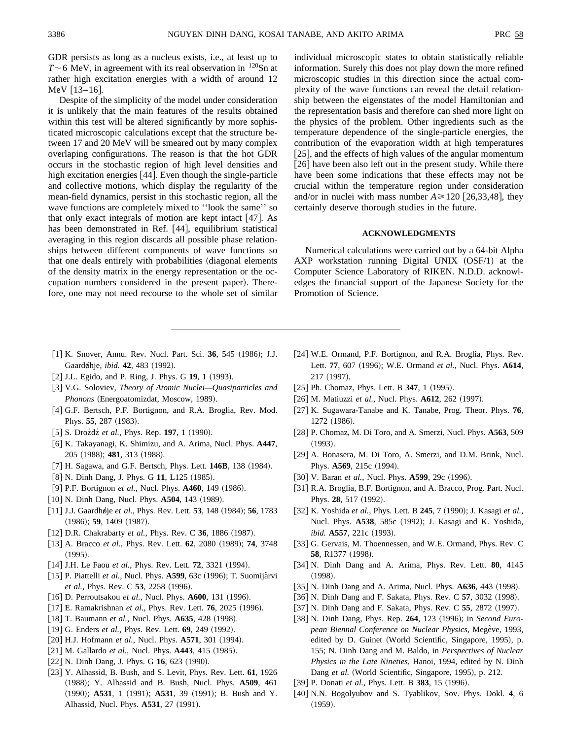GDR persists as long as a nucleus exists, i.e., at least up to $T \sim 6$ MeV, in agreement with its real observation in $^{120}$Sn at rather high excitation energies with a width of around 12 MeV [13–16].

Despite of the simplicity of the model under consideration it is unlikely that the main features of the results obtained within this test will be altered significantly by more sophisticated microscopic calculations except that the structure between 17 and 20 MeV will be smeared out by many complex overlapping configurations. The reason is that the hot GDR occurs in the stochastic region of high level densities and high excitation energies [44]. Even though the single-particle and collective motions, which display the regularity of the mean-field dynamics, persist in this stochastic region, all the wave functions are completely mixed to ''look the same'' so that only exact integrals of motion are kept intact [47]. As has been demonstrated in Ref. [44], equilibrium statistical averaging in this region discards all possible phase relationships between different components of wave functions so that one deals entirely with probabilities (diagonal elements of the density matrix in the energy representation or the occupation numbers considered in the present paper). Therefore, one may not need recourse to the whole set of similar individual microscopic states to obtain statistically reliable information. Surely this does not play down the more refined microscopic studies in this direction since the actual complexity of the wave functions can reveal the detail relationship between the eigenstates of the model Hamiltonian and the representation basis and therefore can shed more light on the physics of the problem. Other ingredients such as the temperature dependence of the single-particle energies, the contribution of the evaporation width at high temperatures [25], and the effects of high values of the angular momentum [26] have been also left out in the present study. While there have been some indications that these effects may not be crucial within the temperature region under consideration and/or in nuclei with mass number $A \geqslant 120$ [26,33,48], they certainly deserve thorough studies in the future.

## ACKNOWLEDGMENTS

Numerical calculations were carried out by a 64-bit Alpha AXP workstation running Digital UNIX (OSF/1) at the Computer Science Laboratory of RIKEN. N.D.D. acknowledges the financial support of the Japanese Society for the Promotion of Science.

---

[1] K. Snover, Annu. Rev. Nucl. Part. Sci. **36**, 545 (1986); J.J. Gaardøhje, *ibid.* **42**, 483 (1992).
[2] J.L. Egido, and P. Ring, J. Phys. G **19**, 1 (1993).
[3] V.G. Soloviev, *Theory of Atomic Nuclei—Quasiparticles and Phonons* (Energoatomizdat, Moscow, 1989).
[4] G.F. Bertsch, P.F. Bortignon, and R.A. Broglia, Rev. Mod. Phys. **55**, 287 (1983).
[5] S. Drożdż *et al.*, Phys. Rep. **197**, 1 (1990).
[6] K. Takayanagi, K. Shimizu, and A. Arima, Nucl. Phys. **A447**, 205 (1988); **481**, 313 (1988).
[7] H. Sagawa, and G.F. Bertsch, Phys. Lett. **146B**, 138 (1984).
[8] N. Dinh Dang, J. Phys. G **11**, L125 (1985).
[9] P.F. Bortignon *et al.*, Nucl. Phys. **A460**, 149 (1986).
[10] N. Dinh Dang, Nucl. Phys. **A504**, 143 (1989).
[11] J.J. Gaardhøje *et al.*, Phys. Rev. Lett. **53**, 148 (1984); **56**, 1783 (1986); **59**, 1409 (1987).
[12] D.R. Chakrabarty *et al.*, Phys. Rev. C **36**, 1886 (1987).
[13] A. Bracco *et al.*, Phys. Rev. Lett. **62**, 2080 (1989); **74**, 3748 (1995).
[14] J.H. Le Faou *et al.*, Phys. Rev. Lett. **72**, 3321 (1994).
[15] P. Piattelli *et al.*, Nucl. Phys. **A599**, 63c (1996); T. Suomijärvi *et al.*, Phys. Rev. C **53**, 2258 (1996).
[16] D. Perroutsakou *et al.*, Nucl. Phys. **A600**, 131 (1996).
[17] E. Ramakrishnan *et al.*, Phys. Rev. Lett. **76**, 2025 (1996).
[18] T. Baumann *et al.*, Nucl. Phys. **A635**, 428 (1998).
[19] G. Enders *et al.*, Phys. Rev. Lett. **69**, 249 (1992).
[20] H.J. Hofmann *et al.*, Nucl. Phys. **A571**, 301 (1994).
[21] M. Gallardo *et al.*, Nucl. Phys. **A443**, 415 (1985).
[22] N. Dinh Dang, J. Phys. G **16**, 623 (1990).
[23] Y. Alhassid, B. Bush, and S. Levit, Phys. Rev. Lett. **61**, 1926 (1988); Y. Alhassid and B. Bush, Nucl. Phys. **A509**, 461 (1990); **A531**, 1 (1991); **A531**, 39 (1991); B. Bush and Y. Alhassid, Nucl. Phys. **A531**, 27 (1991).
[24] W.E. Ormand, P.F. Bortignon, and R.A. Broglia, Phys. Rev. Lett. **77**, 607 (1996); W.E. Ormand *et al.*, Nucl. Phys. **A614**, 217 (1997).
[25] Ph. Chomaz, Phys. Lett. B **347**, 1 (1995).
[26] M. Matiuzzi *et al.*, Nucl. Phys. **A612**, 262 (1997).
[27] K. Sugawara-Tanabe and K. Tanabe, Prog. Theor. Phys. **76**, 1272 (1986).
[28] P. Chomaz, M. Di Toro, and A. Smerzi, Nucl. Phys. **A563**, 509 (1993).
[29] A. Bonasera, M. Di Toro, A. Smerzi, and D.M. Brink, Nucl. Phys. **A569**, 215c (1994).
[30] V. Baran *et al.*, Nucl. Phys. **A599**, 29c (1996).
[31] R.A. Broglia, B.F. Bortignon, and A. Bracco, Prog. Part. Nucl. Phys. **28**, 517 (1992).
[32] K. Yoshida *et al.*, Phys. Lett. B **245**, 7 (1990); J. Kasagi *et al.*, Nucl. Phys. **A538**, 585c (1992); J. Kasagi and K. Yoshida, *ibid.* **A557**, 221c (1993).
[33] G. Gervais, M. Thoennessen, and W.E. Ormand, Phys. Rev. C **58**, R1377 (1998).
[34] N. Dinh Dang and A. Arima, Phys. Rev. Lett. **80**, 4145 (1998).
[35] N. Dinh Dang and A. Arima, Nucl. Phys. **A636**, 443 (1998).
[36] N. Dinh Dang and F. Sakata, Phys. Rev. C **57**, 3032 (1998).
[37] N. Dinh Dang and F. Sakata, Phys. Rev. C **55**, 2872 (1997).
[38] N. Dinh Dang, Phys. Rep. **264**, 123 (1996); in *Second European Biennal Conference on Nuclear Physics*, Megève, 1993, edited by D. Guinet (World Scientific, Singapore, 1995), p. 155; N. Dinh Dang and M. Baldo, in *Perspectives of Nuclear Physics in the Late Nineties*, Hanoi, 1994, edited by N. Dinh Dang *et al.* (World Scientific, Singapore, 1995), p. 212.
[39] P. Donati *et al.*, Phys. Lett. B **383**, 15 (1996).
[40] N.N. Bogolyubov and S. Tyablikov, Sov. Phys. Dokl. **4**, 6 (1959).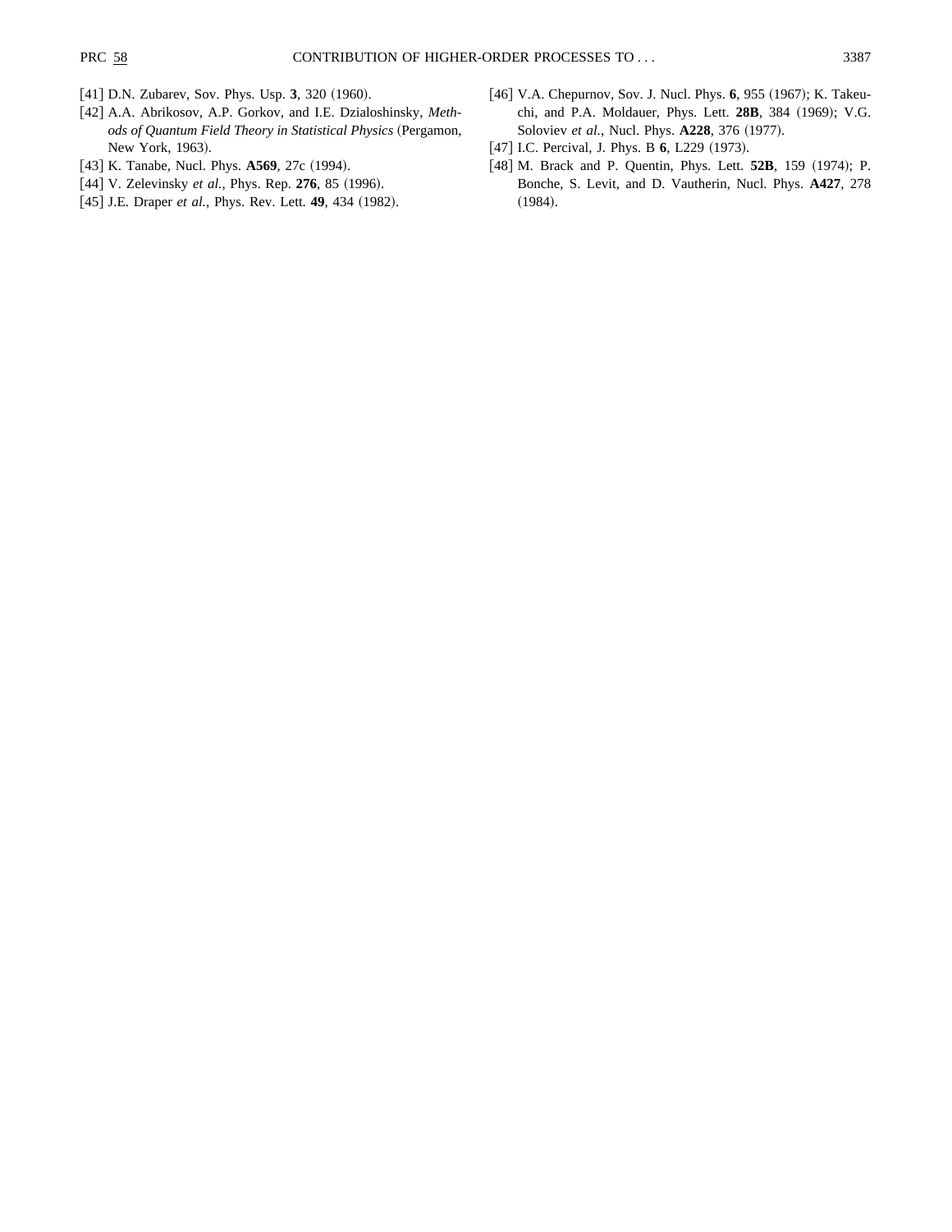[41] D.N. Zubarev, Sov. Phys. Usp. **3**, 320 (1960).

[42] A.A. Abrikosov, A.P. Gorkov, and I.E. Dzialoshinsky, *Methods of Quantum Field Theory in Statistical Physics* (Pergamon, New York, 1963).

[43] K. Tanabe, Nucl. Phys. **A569**, 27c (1994).

[44] V. Zelevinsky *et al.*, Phys. Rep. **276**, 85 (1996).

[45] J.E. Draper *et al.*, Phys. Rev. Lett. **49**, 434 (1982).

[46] V.A. Chepurnov, Sov. J. Nucl. Phys. **6**, 955 (1967); K. Takeuchi, and P.A. Moldauer, Phys. Lett. **28B**, 384 (1969); V.G. Soloviev *et al.*, Nucl. Phys. **A228**, 376 (1977).

[47] I.C. Percival, J. Phys. B **6**, L229 (1973).

[48] M. Brack and P. Quentin, Phys. Lett. **52B**, 159 (1974); P. Bonche, S. Levit, and D. Vautherin, Nucl. Phys. **A427**, 278 (1984).